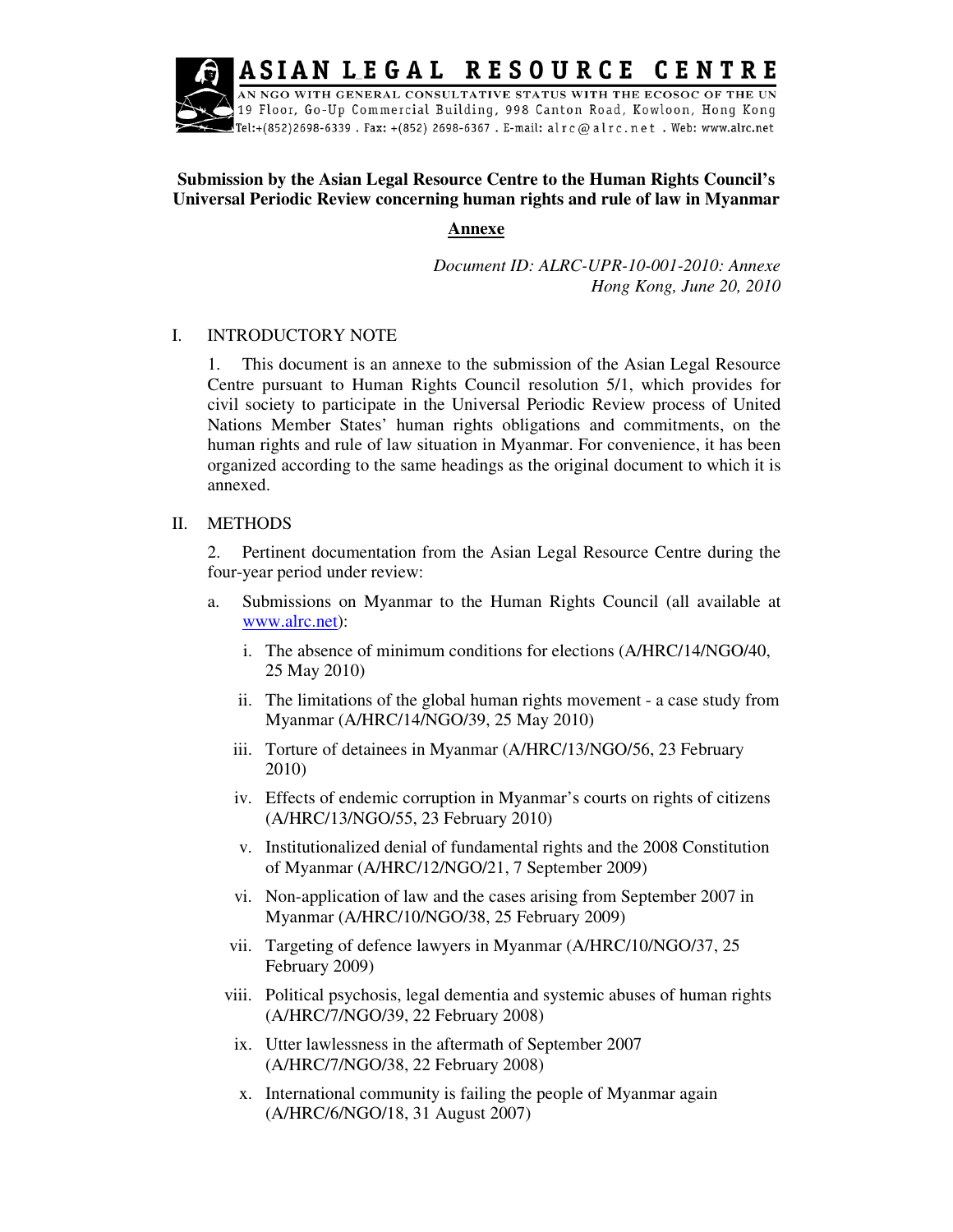**ASIAN LEGAL RESOURCE CENTRE**

AN NGO WITH GENERAL CONSULTATIVE STATUS WITH THE ECOSOC OF THE UN
19 Floor, Go-Up Commercial Building, 998 Canton Road, Kowloon, Hong Kong
Tel:+(852)2698-6339 . Fax: +(852) 2698-6367 . E-mail: alrc@alrc.net . Web: www.alrc.net

**Submission by the Asian Legal Resource Centre to the Human Rights Council's Universal Periodic Review concerning human rights and rule of law in Myanmar**

**Annexe**

*Document ID: ALRC-UPR-10-001-2010: Annexe*
*Hong Kong, June 20, 2010*

## I. INTRODUCTORY NOTE

1. This document is an annexe to the submission of the Asian Legal Resource Centre pursuant to Human Rights Council resolution 5/1, which provides for civil society to participate in the Universal Periodic Review process of United Nations Member States' human rights obligations and commitments, on the human rights and rule of law situation in Myanmar. For convenience, it has been organized according to the same headings as the original document to which it is annexed.

## II. METHODS

2. Pertinent documentation from the Asian Legal Resource Centre during the four-year period under review:

a. Submissions on Myanmar to the Human Rights Council (all available at www.alrc.net):

   i. The absence of minimum conditions for elections (A/HRC/14/NGO/40, 25 May 2010)

   ii. The limitations of the global human rights movement - a case study from Myanmar (A/HRC/14/NGO/39, 25 May 2010)

   iii. Torture of detainees in Myanmar (A/HRC/13/NGO/56, 23 February 2010)

   iv. Effects of endemic corruption in Myanmar's courts on rights of citizens (A/HRC/13/NGO/55, 23 February 2010)

   v. Institutionalized denial of fundamental rights and the 2008 Constitution of Myanmar (A/HRC/12/NGO/21, 7 September 2009)

   vi. Non-application of law and the cases arising from September 2007 in Myanmar (A/HRC/10/NGO/38, 25 February 2009)

   vii. Targeting of defence lawyers in Myanmar (A/HRC/10/NGO/37, 25 February 2009)

   viii. Political psychosis, legal dementia and systemic abuses of human rights (A/HRC/7/NGO/39, 22 February 2008)

   ix. Utter lawlessness in the aftermath of September 2007 (A/HRC/7/NGO/38, 22 February 2008)

   x. International community is failing the people of Myanmar again (A/HRC/6/NGO/18, 31 August 2007)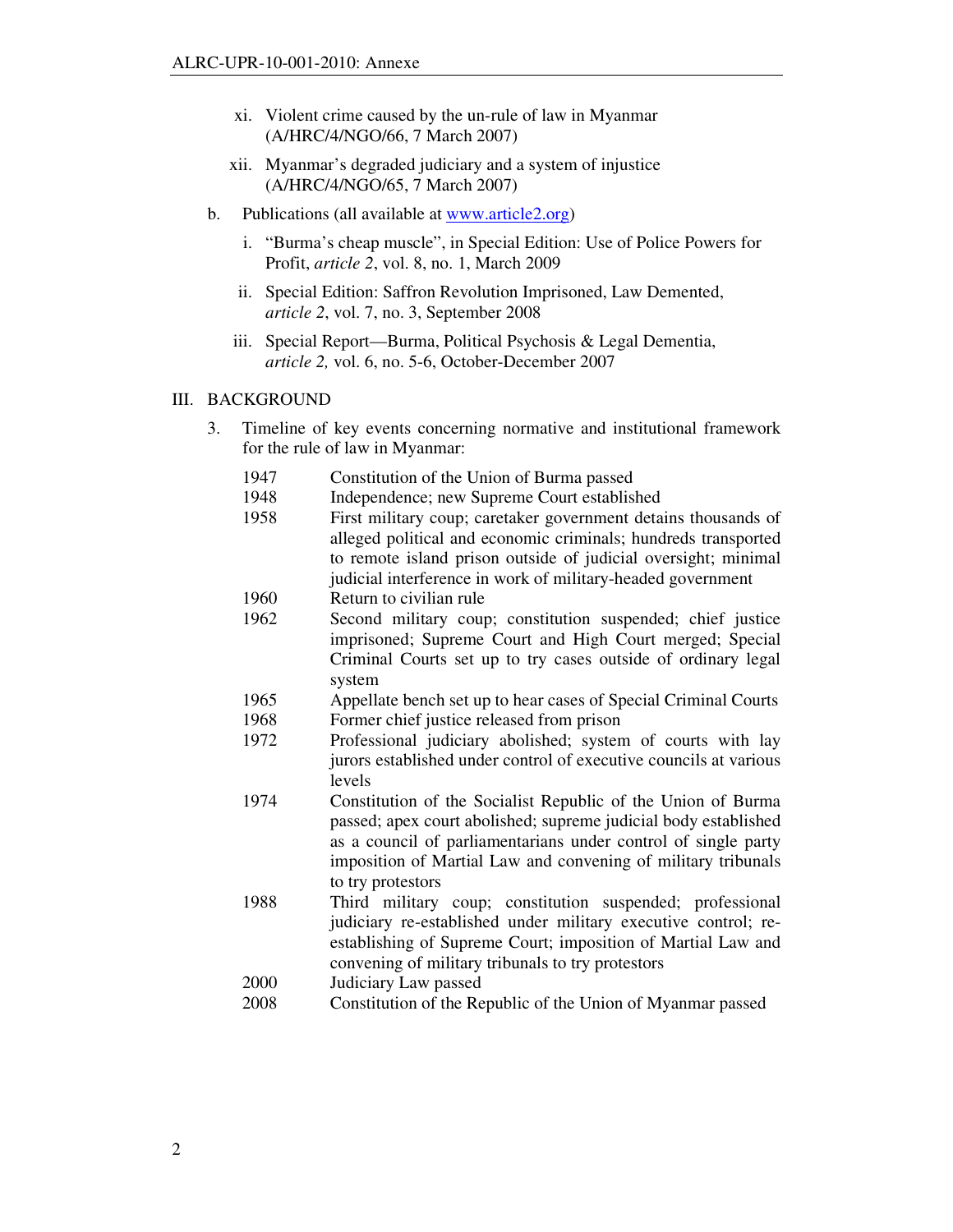xi. Violent crime caused by the un-rule of law in Myanmar (A/HRC/4/NGO/66, 7 March 2007)

xii. Myanmar's degraded judiciary and a system of injustice (A/HRC/4/NGO/65, 7 March 2007)

b. Publications (all available at [www.article2.org](http://www.article2.org))

i. "Burma's cheap muscle", in Special Edition: Use of Police Powers for Profit, *article 2*, vol. 8, no. 1, March 2009

ii. Special Edition: Saffron Revolution Imprisoned, Law Demented, *article 2*, vol. 7, no. 3, September 2008

iii. Special Report—Burma, Political Psychosis & Legal Dementia, *article 2,* vol. 6, no. 5-6, October-December 2007

## III. BACKGROUND

3. Timeline of key events concerning normative and institutional framework for the rule of law in Myanmar:

| | |
|---|---|
| 1947 | Constitution of the Union of Burma passed |
| 1948 | Independence; new Supreme Court established |
| 1958 | First military coup; caretaker government detains thousands of alleged political and economic criminals; hundreds transported to remote island prison outside of judicial oversight; minimal judicial interference in work of military-headed government |
| 1960 | Return to civilian rule |
| 1962 | Second military coup; constitution suspended; chief justice imprisoned; Supreme Court and High Court merged; Special Criminal Courts set up to try cases outside of ordinary legal system |
| 1965 | Appellate bench set up to hear cases of Special Criminal Courts |
| 1968 | Former chief justice released from prison |
| 1972 | Professional judiciary abolished; system of courts with lay jurors established under control of executive councils at various levels |
| 1974 | Constitution of the Socialist Republic of the Union of Burma passed; apex court abolished; supreme judicial body established as a council of parliamentarians under control of single party imposition of Martial Law and convening of military tribunals to try protestors |
| 1988 | Third military coup; constitution suspended; professional judiciary re-established under military executive control; re-establishing of Supreme Court; imposition of Martial Law and convening of military tribunals to try protestors |
| 2000 | Judiciary Law passed |
| 2008 | Constitution of the Republic of the Union of Myanmar passed |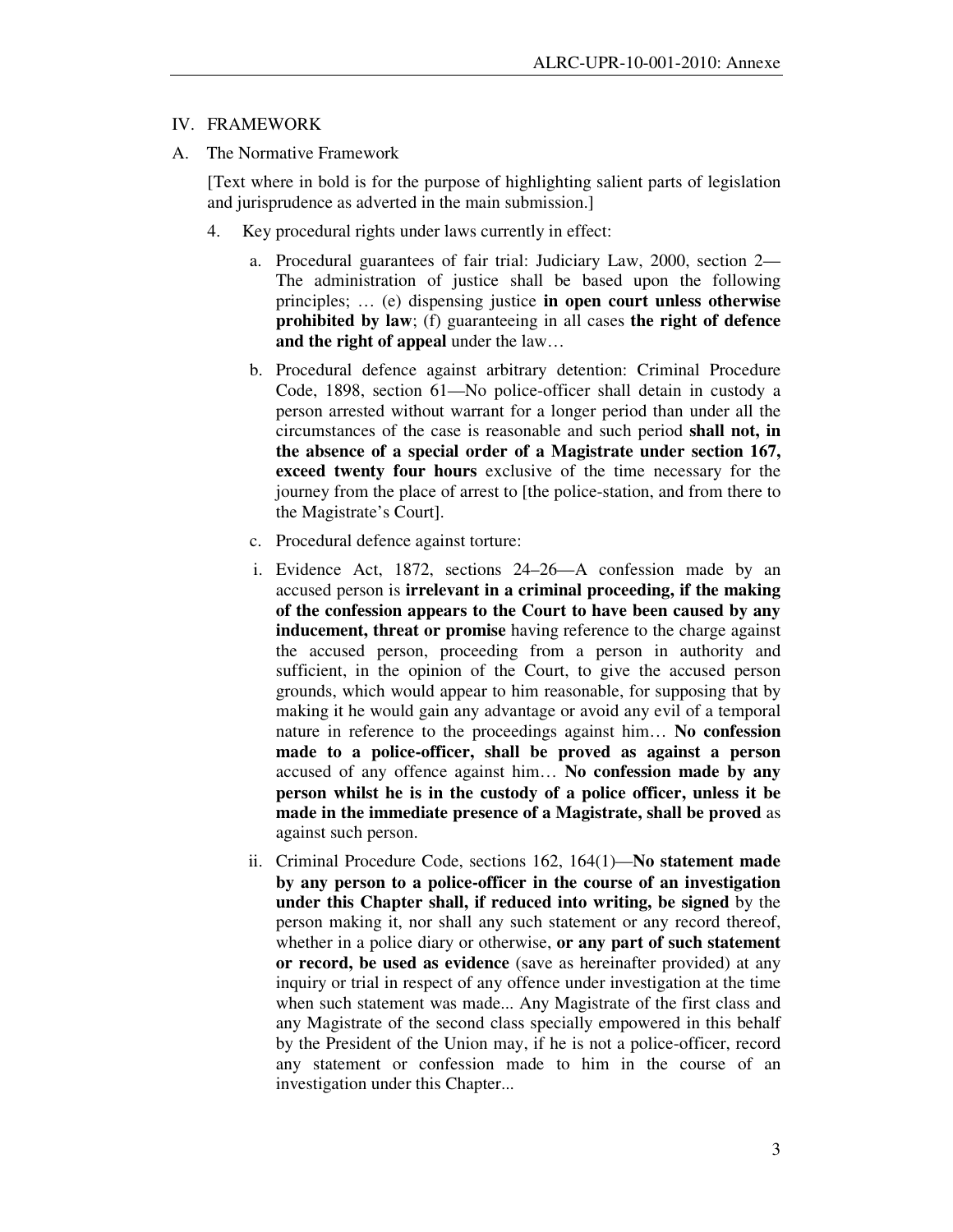## IV. FRAMEWORK

### A. The Normative Framework

[Text where in bold is for the purpose of highlighting salient parts of legislation and jurisprudence as adverted in the main submission.]

4. Key procedural rights under laws currently in effect:

   a. Procedural guarantees of fair trial: Judiciary Law, 2000, section 2—The administration of justice shall be based upon the following principles; … (e) dispensing justice **in open court unless otherwise prohibited by law**; (f) guaranteeing in all cases **the right of defence and the right of appeal** under the law…

   b. Procedural defence against arbitrary detention: Criminal Procedure Code, 1898, section 61—No police-officer shall detain in custody a person arrested without warrant for a longer period than under all the circumstances of the case is reasonable and such period **shall not, in the absence of a special order of a Magistrate under section 167, exceed twenty four hours** exclusive of the time necessary for the journey from the place of arrest to [the police-station, and from there to the Magistrate's Court].

   c. Procedural defence against torture:

   i. Evidence Act, 1872, sections 24–26—A confession made by an accused person is **irrelevant in a criminal proceeding, if the making of the confession appears to the Court to have been caused by any inducement, threat or promise** having reference to the charge against the accused person, proceeding from a person in authority and sufficient, in the opinion of the Court, to give the accused person grounds, which would appear to him reasonable, for supposing that by making it he would gain any advantage or avoid any evil of a temporal nature in reference to the proceedings against him… **No confession made to a police-officer, shall be proved as against a person** accused of any offence against him… **No confession made by any person whilst he is in the custody of a police officer, unless it be made in the immediate presence of a Magistrate, shall be proved** as against such person.

   ii. Criminal Procedure Code, sections 162, 164(1)—**No statement made by any person to a police-officer in the course of an investigation under this Chapter shall, if reduced into writing, be signed** by the person making it, nor shall any such statement or any record thereof, whether in a police diary or otherwise, **or any part of such statement or record, be used as evidence** (save as hereinafter provided) at any inquiry or trial in respect of any offence under investigation at the time when such statement was made... Any Magistrate of the first class and any Magistrate of the second class specially empowered in this behalf by the President of the Union may, if he is not a police-officer, record any statement or confession made to him in the course of an investigation under this Chapter...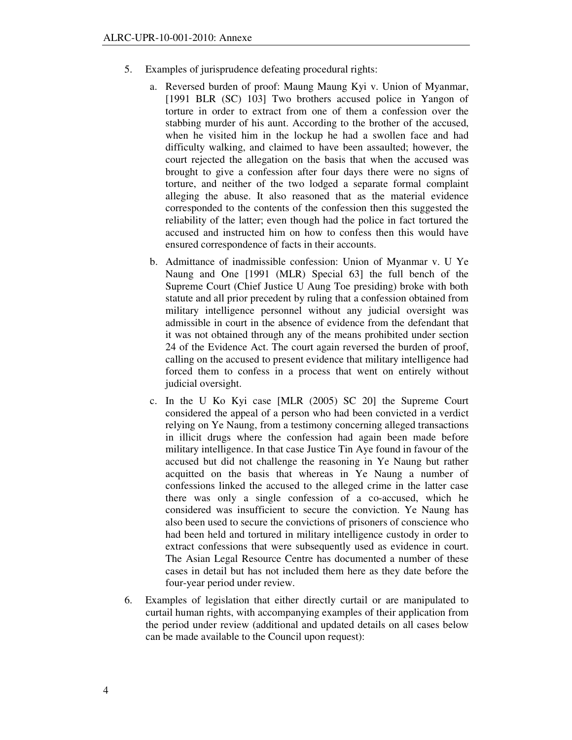5. Examples of jurisprudence defeating procedural rights:

   a. Reversed burden of proof: Maung Maung Kyi v. Union of Myanmar, [1991 BLR (SC) 103] Two brothers accused police in Yangon of torture in order to extract from one of them a confession over the stabbing murder of his aunt. According to the brother of the accused, when he visited him in the lockup he had a swollen face and had difficulty walking, and claimed to have been assaulted; however, the court rejected the allegation on the basis that when the accused was brought to give a confession after four days there were no signs of torture, and neither of the two lodged a separate formal complaint alleging the abuse. It also reasoned that as the material evidence corresponded to the contents of the confession then this suggested the reliability of the latter; even though had the police in fact tortured the accused and instructed him on how to confess then this would have ensured correspondence of facts in their accounts.

   b. Admittance of inadmissible confession: Union of Myanmar v. U Ye Naung and One [1991 (MLR) Special 63] the full bench of the Supreme Court (Chief Justice U Aung Toe presiding) broke with both statute and all prior precedent by ruling that a confession obtained from military intelligence personnel without any judicial oversight was admissible in court in the absence of evidence from the defendant that it was not obtained through any of the means prohibited under section 24 of the Evidence Act. The court again reversed the burden of proof, calling on the accused to present evidence that military intelligence had forced them to confess in a process that went on entirely without judicial oversight.

   c. In the U Ko Kyi case [MLR (2005) SC 20] the Supreme Court considered the appeal of a person who had been convicted in a verdict relying on Ye Naung, from a testimony concerning alleged transactions in illicit drugs where the confession had again been made before military intelligence. In that case Justice Tin Aye found in favour of the accused but did not challenge the reasoning in Ye Naung but rather acquitted on the basis that whereas in Ye Naung a number of confessions linked the accused to the alleged crime in the latter case there was only a single confession of a co-accused, which he considered was insufficient to secure the conviction. Ye Naung has also been used to secure the convictions of prisoners of conscience who had been held and tortured in military intelligence custody in order to extract confessions that were subsequently used as evidence in court. The Asian Legal Resource Centre has documented a number of these cases in detail but has not included them here as they date before the four-year period under review.

6. Examples of legislation that either directly curtail or are manipulated to curtail human rights, with accompanying examples of their application from the period under review (additional and updated details on all cases below can be made available to the Council upon request):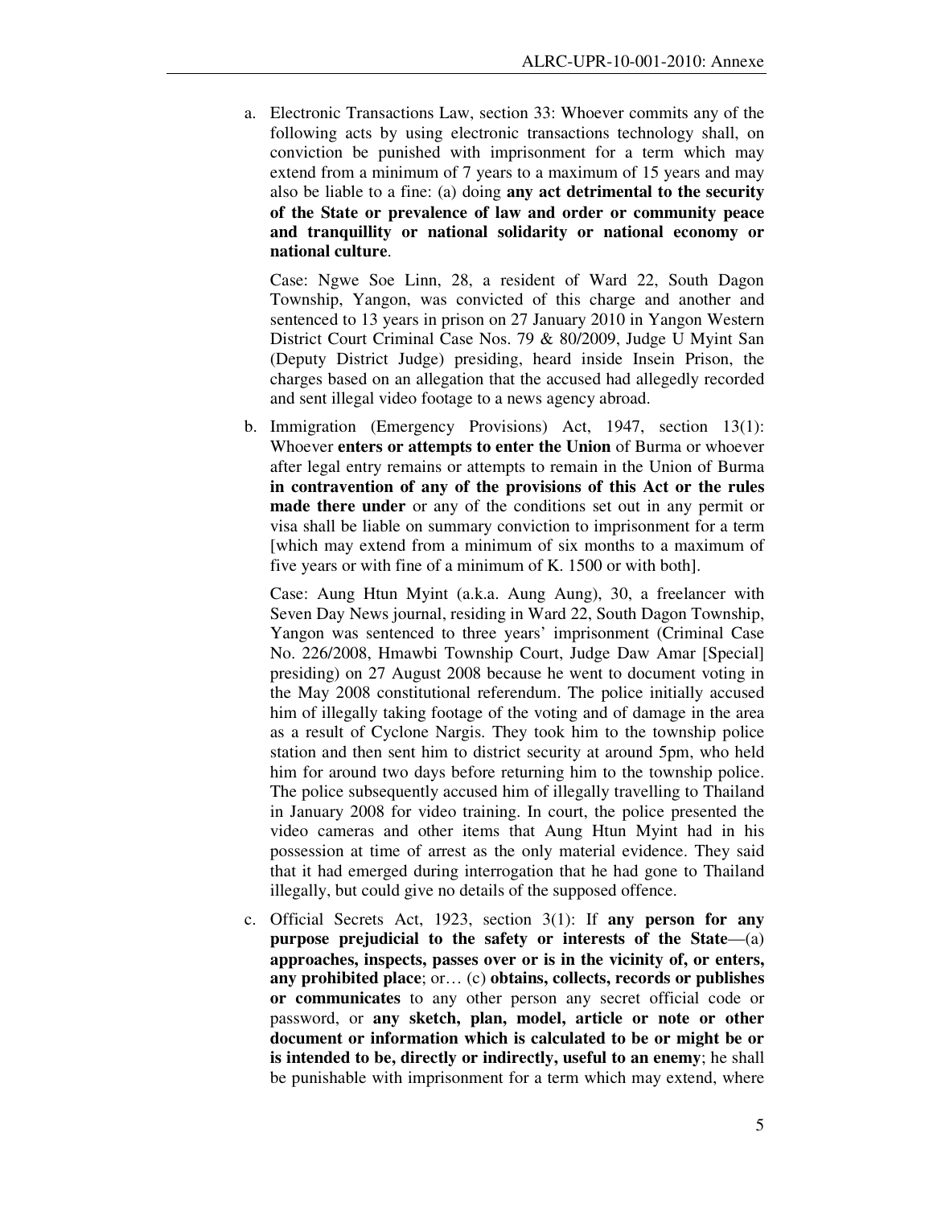a. Electronic Transactions Law, section 33: Whoever commits any of the following acts by using electronic transactions technology shall, on conviction be punished with imprisonment for a term which may extend from a minimum of 7 years to a maximum of 15 years and may also be liable to a fine: (a) doing **any act detrimental to the security of the State or prevalence of law and order or community peace and tranquillity or national solidarity or national economy or national culture**.

   Case: Ngwe Soe Linn, 28, a resident of Ward 22, South Dagon Township, Yangon, was convicted of this charge and another and sentenced to 13 years in prison on 27 January 2010 in Yangon Western District Court Criminal Case Nos. 79 & 80/2009, Judge U Myint San (Deputy District Judge) presiding, heard inside Insein Prison, the charges based on an allegation that the accused had allegedly recorded and sent illegal video footage to a news agency abroad.

b. Immigration (Emergency Provisions) Act, 1947, section 13(1): Whoever **enters or attempts to enter the Union** of Burma or whoever after legal entry remains or attempts to remain in the Union of Burma **in contravention of any of the provisions of this Act or the rules made there under** or any of the conditions set out in any permit or visa shall be liable on summary conviction to imprisonment for a term [which may extend from a minimum of six months to a maximum of five years or with fine of a minimum of K. 1500 or with both].

   Case: Aung Htun Myint (a.k.a. Aung Aung), 30, a freelancer with Seven Day News journal, residing in Ward 22, South Dagon Township, Yangon was sentenced to three years' imprisonment (Criminal Case No. 226/2008, Hmawbi Township Court, Judge Daw Amar [Special] presiding) on 27 August 2008 because he went to document voting in the May 2008 constitutional referendum. The police initially accused him of illegally taking footage of the voting and of damage in the area as a result of Cyclone Nargis. They took him to the township police station and then sent him to district security at around 5pm, who held him for around two days before returning him to the township police. The police subsequently accused him of illegally travelling to Thailand in January 2008 for video training. In court, the police presented the video cameras and other items that Aung Htun Myint had in his possession at time of arrest as the only material evidence. They said that it had emerged during interrogation that he had gone to Thailand illegally, but could give no details of the supposed offence.

c. Official Secrets Act, 1923, section 3(1): If **any person for any purpose prejudicial to the safety or interests of the State**—(a) **approaches, inspects, passes over or is in the vicinity of, or enters, any prohibited place**; or… (c) **obtains, collects, records or publishes or communicates** to any other person any secret official code or password, or **any sketch, plan, model, article or note or other document or information which is calculated to be or might be or is intended to be, directly or indirectly, useful to an enemy**; he shall be punishable with imprisonment for a term which may extend, where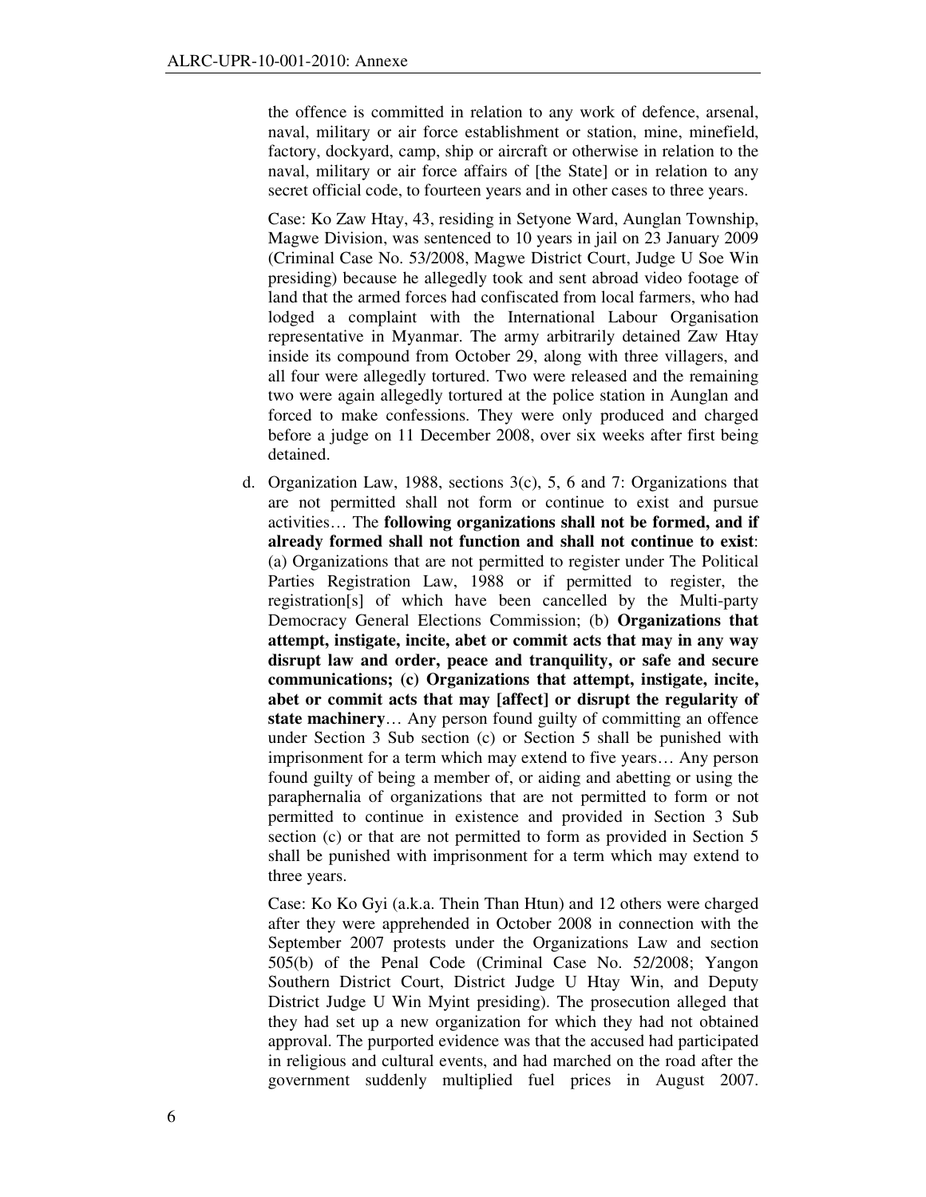the offence is committed in relation to any work of defence, arsenal, naval, military or air force establishment or station, mine, minefield, factory, dockyard, camp, ship or aircraft or otherwise in relation to the naval, military or air force affairs of [the State] or in relation to any secret official code, to fourteen years and in other cases to three years.

Case: Ko Zaw Htay, 43, residing in Setyone Ward, Aunglan Township, Magwe Division, was sentenced to 10 years in jail on 23 January 2009 (Criminal Case No. 53/2008, Magwe District Court, Judge U Soe Win presiding) because he allegedly took and sent abroad video footage of land that the armed forces had confiscated from local farmers, who had lodged a complaint with the International Labour Organisation representative in Myanmar. The army arbitrarily detained Zaw Htay inside its compound from October 29, along with three villagers, and all four were allegedly tortured. Two were released and the remaining two were again allegedly tortured at the police station in Aunglan and forced to make confessions. They were only produced and charged before a judge on 11 December 2008, over six weeks after first being detained.

d. Organization Law, 1988, sections 3(c), 5, 6 and 7: Organizations that are not permitted shall not form or continue to exist and pursue activities… The **following organizations shall not be formed, and if already formed shall not function and shall not continue to exist**: (a) Organizations that are not permitted to register under The Political Parties Registration Law, 1988 or if permitted to register, the registration[s] of which have been cancelled by the Multi-party Democracy General Elections Commission; (b) **Organizations that attempt, instigate, incite, abet or commit acts that may in any way disrupt law and order, peace and tranquility, or safe and secure communications; (c) Organizations that attempt, instigate, incite, abet or commit acts that may [affect] or disrupt the regularity of state machinery**… Any person found guilty of committing an offence under Section 3 Sub section (c) or Section 5 shall be punished with imprisonment for a term which may extend to five years… Any person found guilty of being a member of, or aiding and abetting or using the paraphernalia of organizations that are not permitted to form or not permitted to continue in existence and provided in Section 3 Sub section (c) or that are not permitted to form as provided in Section 5 shall be punished with imprisonment for a term which may extend to three years.

Case: Ko Ko Gyi (a.k.a. Thein Than Htun) and 12 others were charged after they were apprehended in October 2008 in connection with the September 2007 protests under the Organizations Law and section 505(b) of the Penal Code (Criminal Case No. 52/2008; Yangon Southern District Court, District Judge U Htay Win, and Deputy District Judge U Win Myint presiding). The prosecution alleged that they had set up a new organization for which they had not obtained approval. The purported evidence was that the accused had participated in religious and cultural events, and had marched on the road after the government suddenly multiplied fuel prices in August 2007.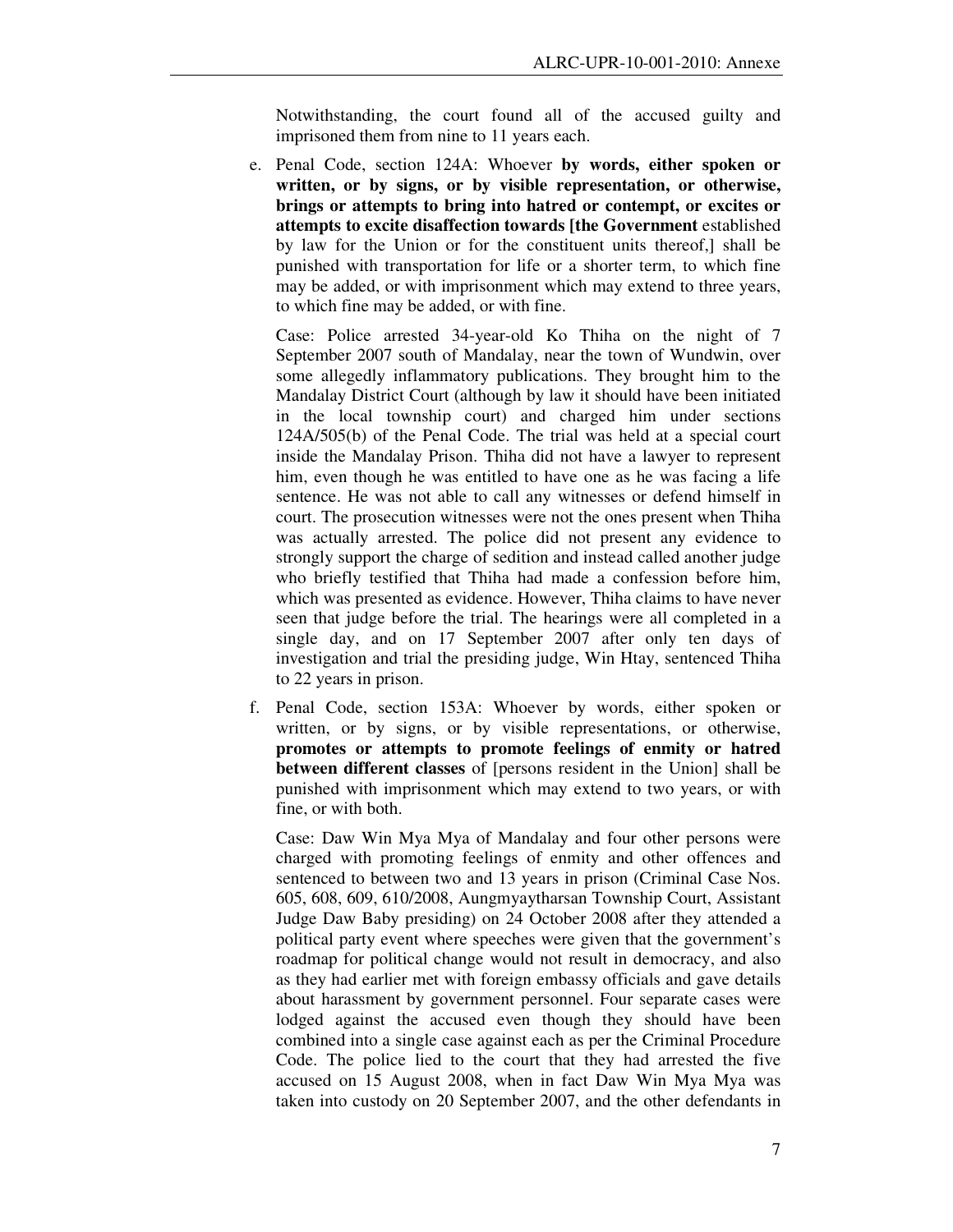Notwithstanding, the court found all of the accused guilty and imprisoned them from nine to 11 years each.

e. Penal Code, section 124A: Whoever **by words, either spoken or written, or by signs, or by visible representation, or otherwise, brings or attempts to bring into hatred or contempt, or excites or attempts to excite disaffection towards [the Government** established by law for the Union or for the constituent units thereof,] shall be punished with transportation for life or a shorter term, to which fine may be added, or with imprisonment which may extend to three years, to which fine may be added, or with fine.

   Case: Police arrested 34-year-old Ko Thiha on the night of 7 September 2007 south of Mandalay, near the town of Wundwin, over some allegedly inflammatory publications. They brought him to the Mandalay District Court (although by law it should have been initiated in the local township court) and charged him under sections 124A/505(b) of the Penal Code. The trial was held at a special court inside the Mandalay Prison. Thiha did not have a lawyer to represent him, even though he was entitled to have one as he was facing a life sentence. He was not able to call any witnesses or defend himself in court. The prosecution witnesses were not the ones present when Thiha was actually arrested. The police did not present any evidence to strongly support the charge of sedition and instead called another judge who briefly testified that Thiha had made a confession before him, which was presented as evidence. However, Thiha claims to have never seen that judge before the trial. The hearings were all completed in a single day, and on 17 September 2007 after only ten days of investigation and trial the presiding judge, Win Htay, sentenced Thiha to 22 years in prison.

f. Penal Code, section 153A: Whoever by words, either spoken or written, or by signs, or by visible representations, or otherwise, **promotes or attempts to promote feelings of enmity or hatred between different classes** of [persons resident in the Union] shall be punished with imprisonment which may extend to two years, or with fine, or with both.

   Case: Daw Win Mya Mya of Mandalay and four other persons were charged with promoting feelings of enmity and other offences and sentenced to between two and 13 years in prison (Criminal Case Nos. 605, 608, 609, 610/2008, Aungmyaytharsan Township Court, Assistant Judge Daw Baby presiding) on 24 October 2008 after they attended a political party event where speeches were given that the government's roadmap for political change would not result in democracy, and also as they had earlier met with foreign embassy officials and gave details about harassment by government personnel. Four separate cases were lodged against the accused even though they should have been combined into a single case against each as per the Criminal Procedure Code. The police lied to the court that they had arrested the five accused on 15 August 2008, when in fact Daw Win Mya Mya was taken into custody on 20 September 2007, and the other defendants in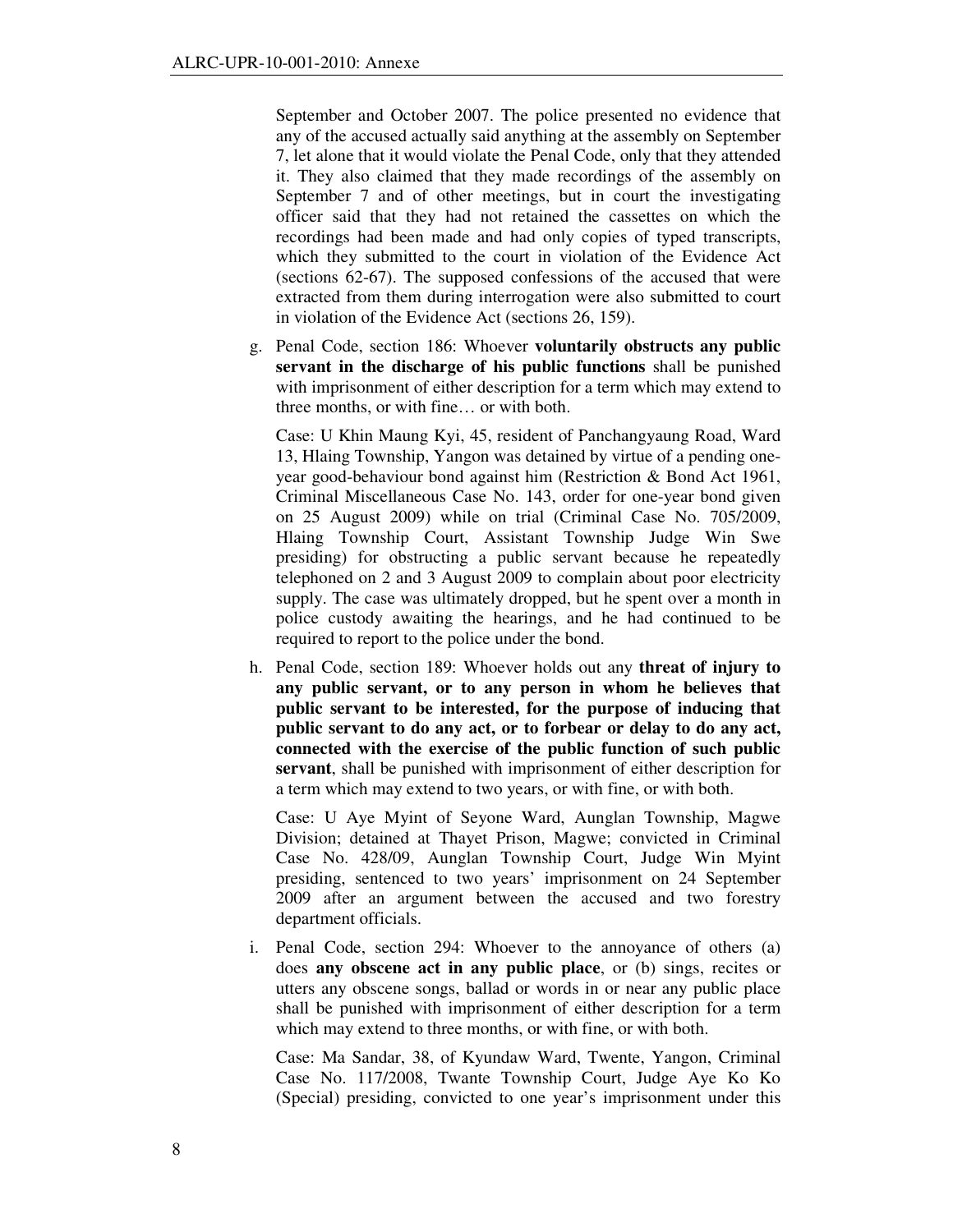September and October 2007. The police presented no evidence that any of the accused actually said anything at the assembly on September 7, let alone that it would violate the Penal Code, only that they attended it. They also claimed that they made recordings of the assembly on September 7 and of other meetings, but in court the investigating officer said that they had not retained the cassettes on which the recordings had been made and had only copies of typed transcripts, which they submitted to the court in violation of the Evidence Act (sections 62-67). The supposed confessions of the accused that were extracted from them during interrogation were also submitted to court in violation of the Evidence Act (sections 26, 159).

g. Penal Code, section 186: Whoever **voluntarily obstructs any public servant in the discharge of his public functions** shall be punished with imprisonment of either description for a term which may extend to three months, or with fine… or with both.

   Case: U Khin Maung Kyi, 45, resident of Panchangyaung Road, Ward 13, Hlaing Township, Yangon was detained by virtue of a pending one-year good-behaviour bond against him (Restriction & Bond Act 1961, Criminal Miscellaneous Case No. 143, order for one-year bond given on 25 August 2009) while on trial (Criminal Case No. 705/2009, Hlaing Township Court, Assistant Township Judge Win Swe presiding) for obstructing a public servant because he repeatedly telephoned on 2 and 3 August 2009 to complain about poor electricity supply. The case was ultimately dropped, but he spent over a month in police custody awaiting the hearings, and he had continued to be required to report to the police under the bond.

h. Penal Code, section 189: Whoever holds out any **threat of injury to any public servant, or to any person in whom he believes that public servant to be interested, for the purpose of inducing that public servant to do any act, or to forbear or delay to do any act, connected with the exercise of the public function of such public servant**, shall be punished with imprisonment of either description for a term which may extend to two years, or with fine, or with both.

   Case: U Aye Myint of Seyone Ward, Aunglan Township, Magwe Division; detained at Thayet Prison, Magwe; convicted in Criminal Case No. 428/09, Aunglan Township Court, Judge Win Myint presiding, sentenced to two years' imprisonment on 24 September 2009 after an argument between the accused and two forestry department officials.

i. Penal Code, section 294: Whoever to the annoyance of others (a) does **any obscene act in any public place**, or (b) sings, recites or utters any obscene songs, ballad or words in or near any public place shall be punished with imprisonment of either description for a term which may extend to three months, or with fine, or with both.

   Case: Ma Sandar, 38, of Kyundaw Ward, Twente, Yangon, Criminal Case No. 117/2008, Twante Township Court, Judge Aye Ko Ko (Special) presiding, convicted to one year's imprisonment under this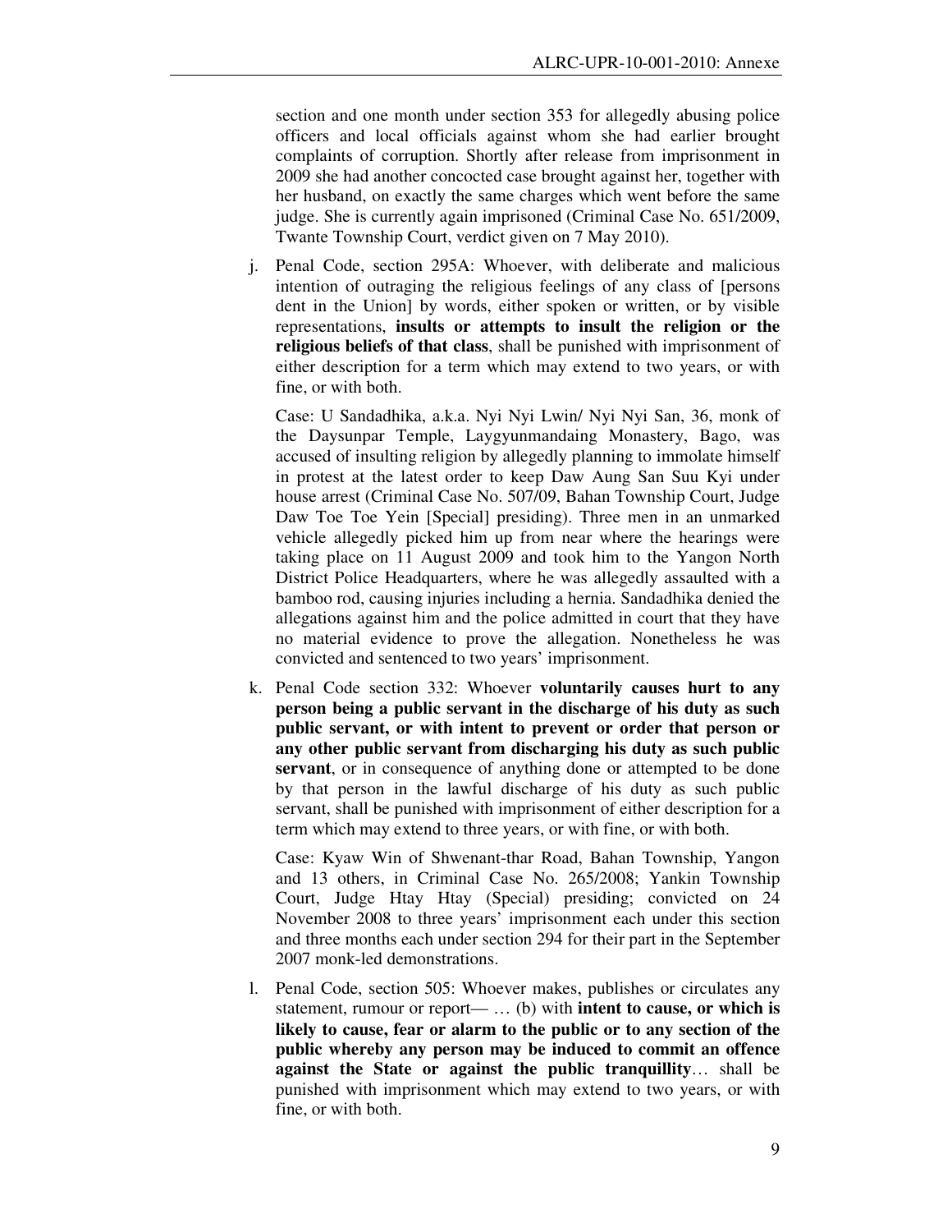section and one month under section 353 for allegedly abusing police officers and local officials against whom she had earlier brought complaints of corruption. Shortly after release from imprisonment in 2009 she had another concocted case brought against her, together with her husband, on exactly the same charges which went before the same judge. She is currently again imprisoned (Criminal Case No. 651/2009, Twante Township Court, verdict given on 7 May 2010).

j. Penal Code, section 295A: Whoever, with deliberate and malicious intention of outraging the religious feelings of any class of [persons dent in the Union] by words, either spoken or written, or by visible representations, **insults or attempts to insult the religion or the religious beliefs of that class**, shall be punished with imprisonment of either description for a term which may extend to two years, or with fine, or with both.

   Case: U Sandadhika, a.k.a. Nyi Nyi Lwin/ Nyi Nyi San, 36, monk of the Daysunpar Temple, Laygyunmandaing Monastery, Bago, was accused of insulting religion by allegedly planning to immolate himself in protest at the latest order to keep Daw Aung San Suu Kyi under house arrest (Criminal Case No. 507/09, Bahan Township Court, Judge Daw Toe Toe Yein [Special] presiding). Three men in an unmarked vehicle allegedly picked him up from near where the hearings were taking place on 11 August 2009 and took him to the Yangon North District Police Headquarters, where he was allegedly assaulted with a bamboo rod, causing injuries including a hernia. Sandadhika denied the allegations against him and the police admitted in court that they have no material evidence to prove the allegation. Nonetheless he was convicted and sentenced to two years' imprisonment.

k. Penal Code section 332: Whoever **voluntarily causes hurt to any person being a public servant in the discharge of his duty as such public servant, or with intent to prevent or order that person or any other public servant from discharging his duty as such public servant**, or in consequence of anything done or attempted to be done by that person in the lawful discharge of his duty as such public servant, shall be punished with imprisonment of either description for a term which may extend to three years, or with fine, or with both.

   Case: Kyaw Win of Shwenant-thar Road, Bahan Township, Yangon and 13 others, in Criminal Case No. 265/2008; Yankin Township Court, Judge Htay Htay (Special) presiding; convicted on 24 November 2008 to three years' imprisonment each under this section and three months each under section 294 for their part in the September 2007 monk-led demonstrations.

l. Penal Code, section 505: Whoever makes, publishes or circulates any statement, rumour or report— … (b) with **intent to cause, or which is likely to cause, fear or alarm to the public or to any section of the public whereby any person may be induced to commit an offence against the State or against the public tranquillity**… shall be punished with imprisonment which may extend to two years, or with fine, or with both.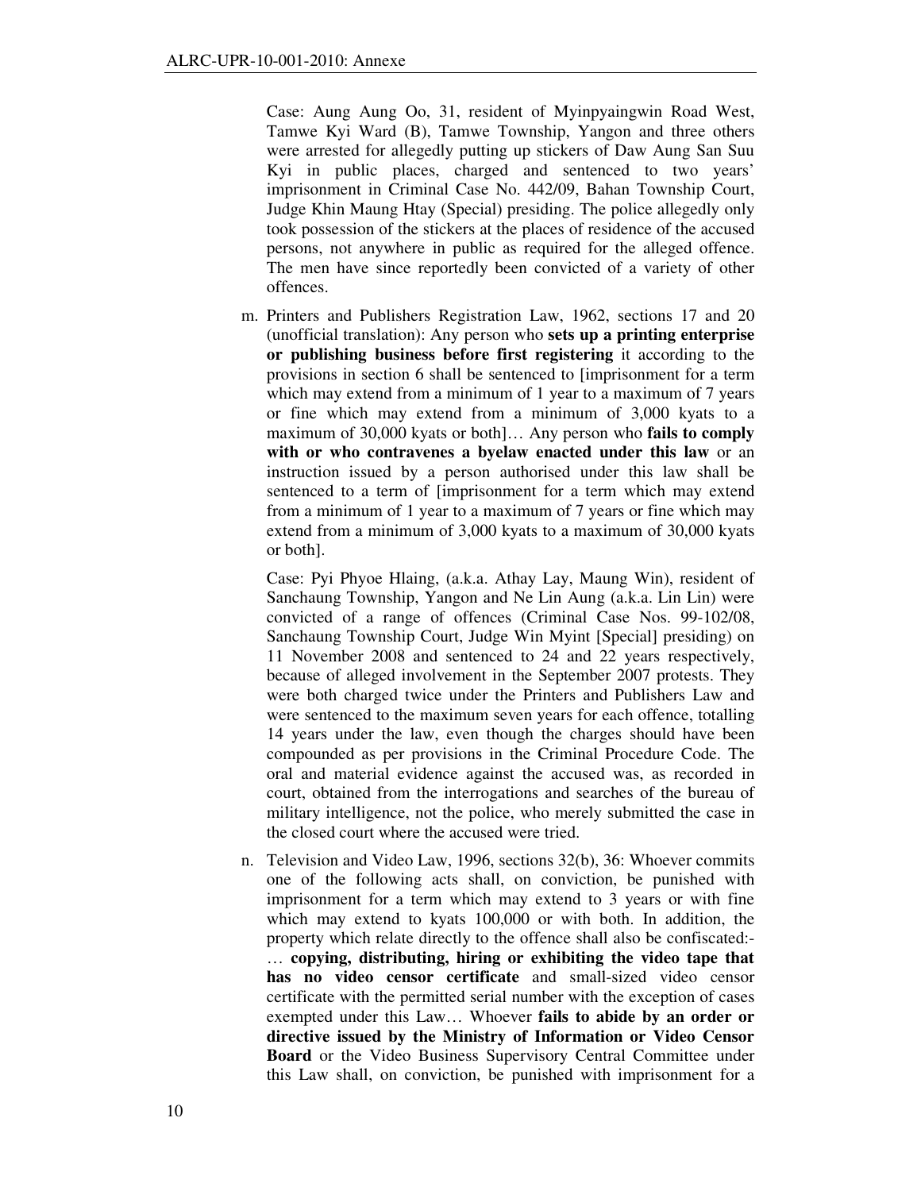Case: Aung Aung Oo, 31, resident of Myinpyaingwin Road West, Tamwe Kyi Ward (B), Tamwe Township, Yangon and three others were arrested for allegedly putting up stickers of Daw Aung San Suu Kyi in public places, charged and sentenced to two years' imprisonment in Criminal Case No. 442/09, Bahan Township Court, Judge Khin Maung Htay (Special) presiding. The police allegedly only took possession of the stickers at the places of residence of the accused persons, not anywhere in public as required for the alleged offence. The men have since reportedly been convicted of a variety of other offences.

m. Printers and Publishers Registration Law, 1962, sections 17 and 20 (unofficial translation): Any person who **sets up a printing enterprise or publishing business before first registering** it according to the provisions in section 6 shall be sentenced to [imprisonment for a term which may extend from a minimum of 1 year to a maximum of 7 years or fine which may extend from a minimum of 3,000 kyats to a maximum of 30,000 kyats or both]… Any person who **fails to comply with or who contravenes a byelaw enacted under this law** or an instruction issued by a person authorised under this law shall be sentenced to a term of [imprisonment for a term which may extend from a minimum of 1 year to a maximum of 7 years or fine which may extend from a minimum of 3,000 kyats to a maximum of 30,000 kyats or both].

   Case: Pyi Phyoe Hlaing, (a.k.a. Athay Lay, Maung Win), resident of Sanchaung Township, Yangon and Ne Lin Aung (a.k.a. Lin Lin) were convicted of a range of offences (Criminal Case Nos. 99-102/08, Sanchaung Township Court, Judge Win Myint [Special] presiding) on 11 November 2008 and sentenced to 24 and 22 years respectively, because of alleged involvement in the September 2007 protests. They were both charged twice under the Printers and Publishers Law and were sentenced to the maximum seven years for each offence, totalling 14 years under the law, even though the charges should have been compounded as per provisions in the Criminal Procedure Code. The oral and material evidence against the accused was, as recorded in court, obtained from the interrogations and searches of the bureau of military intelligence, not the police, who merely submitted the case in the closed court where the accused were tried.

n. Television and Video Law, 1996, sections 32(b), 36: Whoever commits one of the following acts shall, on conviction, be punished with imprisonment for a term which may extend to 3 years or with fine which may extend to kyats 100,000 or with both. In addition, the property which relate directly to the offence shall also be confiscated:- … **copying, distributing, hiring or exhibiting the video tape that has no video censor certificate** and small-sized video censor certificate with the permitted serial number with the exception of cases exempted under this Law… Whoever **fails to abide by an order or directive issued by the Ministry of Information or Video Censor Board** or the Video Business Supervisory Central Committee under this Law shall, on conviction, be punished with imprisonment for a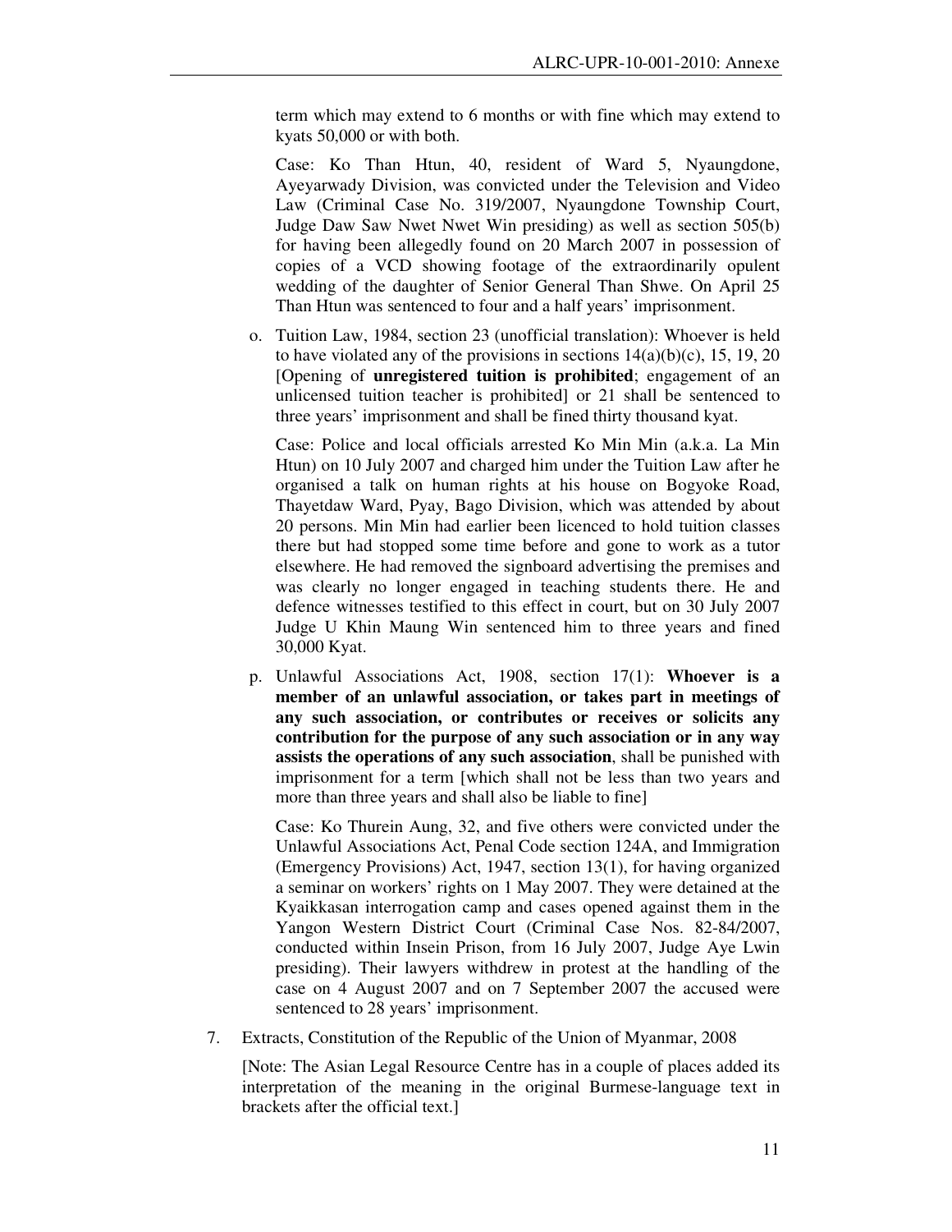term which may extend to 6 months or with fine which may extend to kyats 50,000 or with both.

Case: Ko Than Htun, 40, resident of Ward 5, Nyaungdone, Ayeyarwady Division, was convicted under the Television and Video Law (Criminal Case No. 319/2007, Nyaungdone Township Court, Judge Daw Saw Nwet Nwet Win presiding) as well as section 505(b) for having been allegedly found on 20 March 2007 in possession of copies of a VCD showing footage of the extraordinarily opulent wedding of the daughter of Senior General Than Shwe. On April 25 Than Htun was sentenced to four and a half years' imprisonment.

o. Tuition Law, 1984, section 23 (unofficial translation): Whoever is held to have violated any of the provisions in sections 14(a)(b)(c), 15, 19, 20 [Opening of **unregistered tuition is prohibited**; engagement of an unlicensed tuition teacher is prohibited] or 21 shall be sentenced to three years' imprisonment and shall be fined thirty thousand kyat.

Case: Police and local officials arrested Ko Min Min (a.k.a. La Min Htun) on 10 July 2007 and charged him under the Tuition Law after he organised a talk on human rights at his house on Bogyoke Road, Thayetdaw Ward, Pyay, Bago Division, which was attended by about 20 persons. Min Min had earlier been licenced to hold tuition classes there but had stopped some time before and gone to work as a tutor elsewhere. He had removed the signboard advertising the premises and was clearly no longer engaged in teaching students there. He and defence witnesses testified to this effect in court, but on 30 July 2007 Judge U Khin Maung Win sentenced him to three years and fined 30,000 Kyat.

p. Unlawful Associations Act, 1908, section 17(1): **Whoever is a member of an unlawful association, or takes part in meetings of any such association, or contributes or receives or solicits any contribution for the purpose of any such association or in any way assists the operations of any such association**, shall be punished with imprisonment for a term [which shall not be less than two years and more than three years and shall also be liable to fine]

Case: Ko Thurein Aung, 32, and five others were convicted under the Unlawful Associations Act, Penal Code section 124A, and Immigration (Emergency Provisions) Act, 1947, section 13(1), for having organized a seminar on workers' rights on 1 May 2007. They were detained at the Kyaikkasan interrogation camp and cases opened against them in the Yangon Western District Court (Criminal Case Nos. 82-84/2007, conducted within Insein Prison, from 16 July 2007, Judge Aye Lwin presiding). Their lawyers withdrew in protest at the handling of the case on 4 August 2007 and on 7 September 2007 the accused were sentenced to 28 years' imprisonment.

7. Extracts, Constitution of the Republic of the Union of Myanmar, 2008

[Note: The Asian Legal Resource Centre has in a couple of places added its interpretation of the meaning in the original Burmese-language text in brackets after the official text.]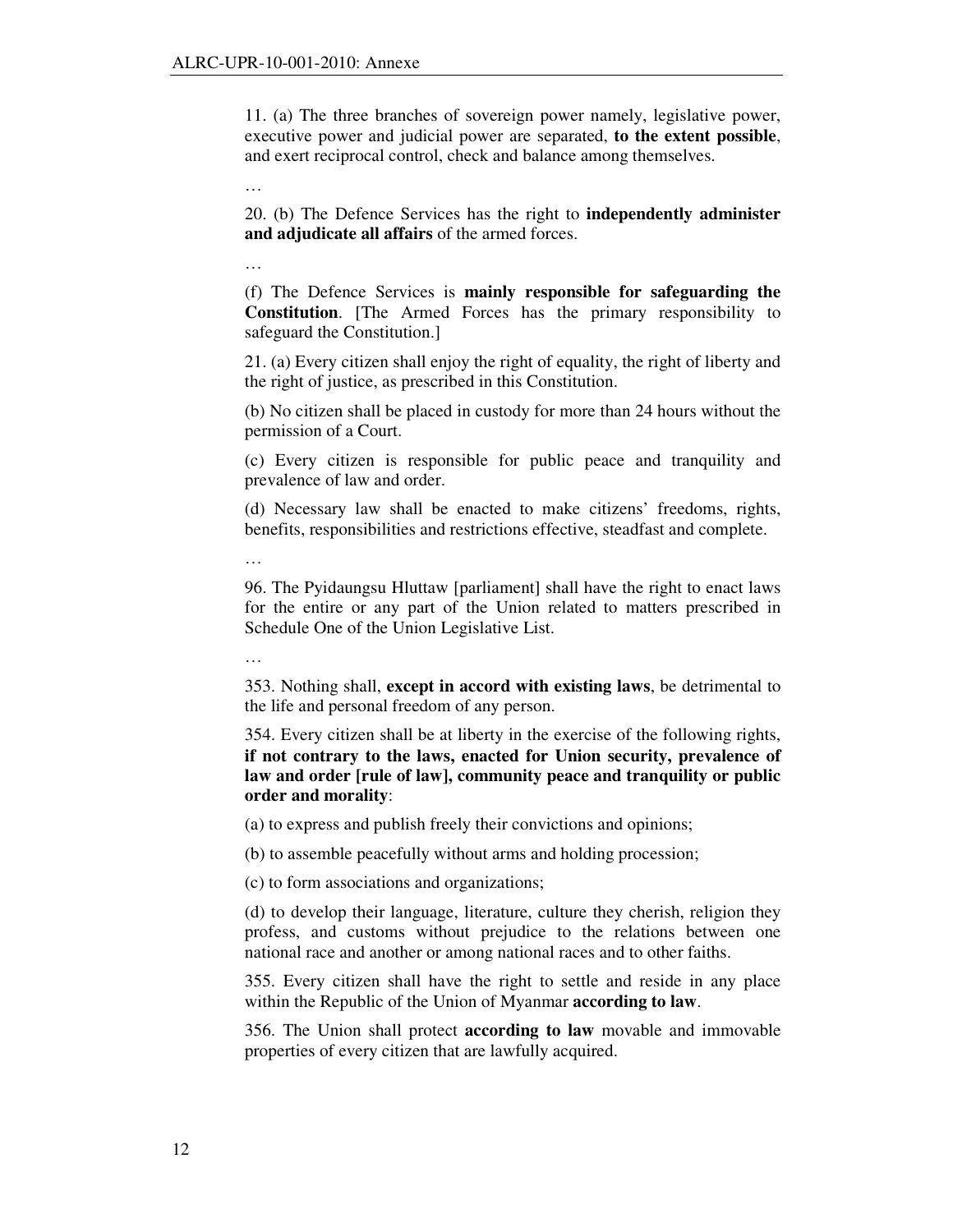11. (a) The three branches of sovereign power namely, legislative power, executive power and judicial power are separated, **to the extent possible**, and exert reciprocal control, check and balance among themselves.

…

20. (b) The Defence Services has the right to **independently administer and adjudicate all affairs** of the armed forces.

…

(f) The Defence Services is **mainly responsible for safeguarding the Constitution**. [The Armed Forces has the primary responsibility to safeguard the Constitution.]

21. (a) Every citizen shall enjoy the right of equality, the right of liberty and the right of justice, as prescribed in this Constitution.

(b) No citizen shall be placed in custody for more than 24 hours without the permission of a Court.

(c) Every citizen is responsible for public peace and tranquility and prevalence of law and order.

(d) Necessary law shall be enacted to make citizens' freedoms, rights, benefits, responsibilities and restrictions effective, steadfast and complete.

…

96. The Pyidaungsu Hluttaw [parliament] shall have the right to enact laws for the entire or any part of the Union related to matters prescribed in Schedule One of the Union Legislative List.

…

353. Nothing shall, **except in accord with existing laws**, be detrimental to the life and personal freedom of any person.

354. Every citizen shall be at liberty in the exercise of the following rights, **if not contrary to the laws, enacted for Union security, prevalence of law and order [rule of law], community peace and tranquility or public order and morality**:

(a) to express and publish freely their convictions and opinions;

(b) to assemble peacefully without arms and holding procession;

(c) to form associations and organizations;

(d) to develop their language, literature, culture they cherish, religion they profess, and customs without prejudice to the relations between one national race and another or among national races and to other faiths.

355. Every citizen shall have the right to settle and reside in any place within the Republic of the Union of Myanmar **according to law**.

356. The Union shall protect **according to law** movable and immovable properties of every citizen that are lawfully acquired.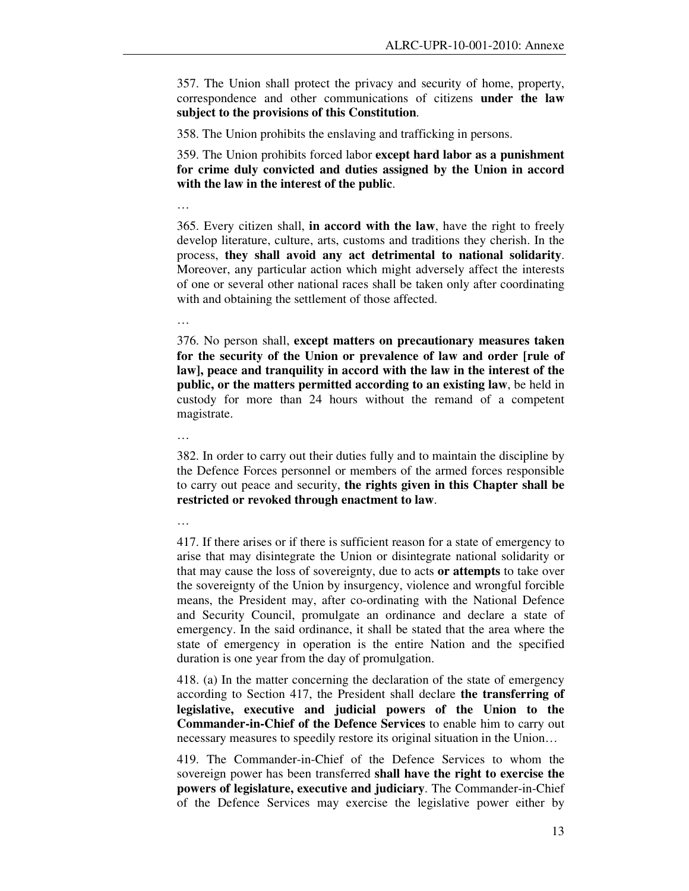357. The Union shall protect the privacy and security of home, property, correspondence and other communications of citizens **under the law subject to the provisions of this Constitution**.

358. The Union prohibits the enslaving and trafficking in persons.

359. The Union prohibits forced labor **except hard labor as a punishment for crime duly convicted and duties assigned by the Union in accord with the law in the interest of the public**.

…

365. Every citizen shall, **in accord with the law**, have the right to freely develop literature, culture, arts, customs and traditions they cherish. In the process, **they shall avoid any act detrimental to national solidarity**. Moreover, any particular action which might adversely affect the interests of one or several other national races shall be taken only after coordinating with and obtaining the settlement of those affected.

…

376. No person shall, **except matters on precautionary measures taken for the security of the Union or prevalence of law and order [rule of law], peace and tranquility in accord with the law in the interest of the public, or the matters permitted according to an existing law**, be held in custody for more than 24 hours without the remand of a competent magistrate.

…

382. In order to carry out their duties fully and to maintain the discipline by the Defence Forces personnel or members of the armed forces responsible to carry out peace and security, **the rights given in this Chapter shall be restricted or revoked through enactment to law**.

…

417. If there arises or if there is sufficient reason for a state of emergency to arise that may disintegrate the Union or disintegrate national solidarity or that may cause the loss of sovereignty, due to acts **or attempts** to take over the sovereignty of the Union by insurgency, violence and wrongful forcible means, the President may, after co-ordinating with the National Defence and Security Council, promulgate an ordinance and declare a state of emergency. In the said ordinance, it shall be stated that the area where the state of emergency in operation is the entire Nation and the specified duration is one year from the day of promulgation.

418. (a) In the matter concerning the declaration of the state of emergency according to Section 417, the President shall declare **the transferring of legislative, executive and judicial powers of the Union to the Commander-in-Chief of the Defence Services** to enable him to carry out necessary measures to speedily restore its original situation in the Union…

419. The Commander-in-Chief of the Defence Services to whom the sovereign power has been transferred **shall have the right to exercise the powers of legislature, executive and judiciary**. The Commander-in-Chief of the Defence Services may exercise the legislative power either by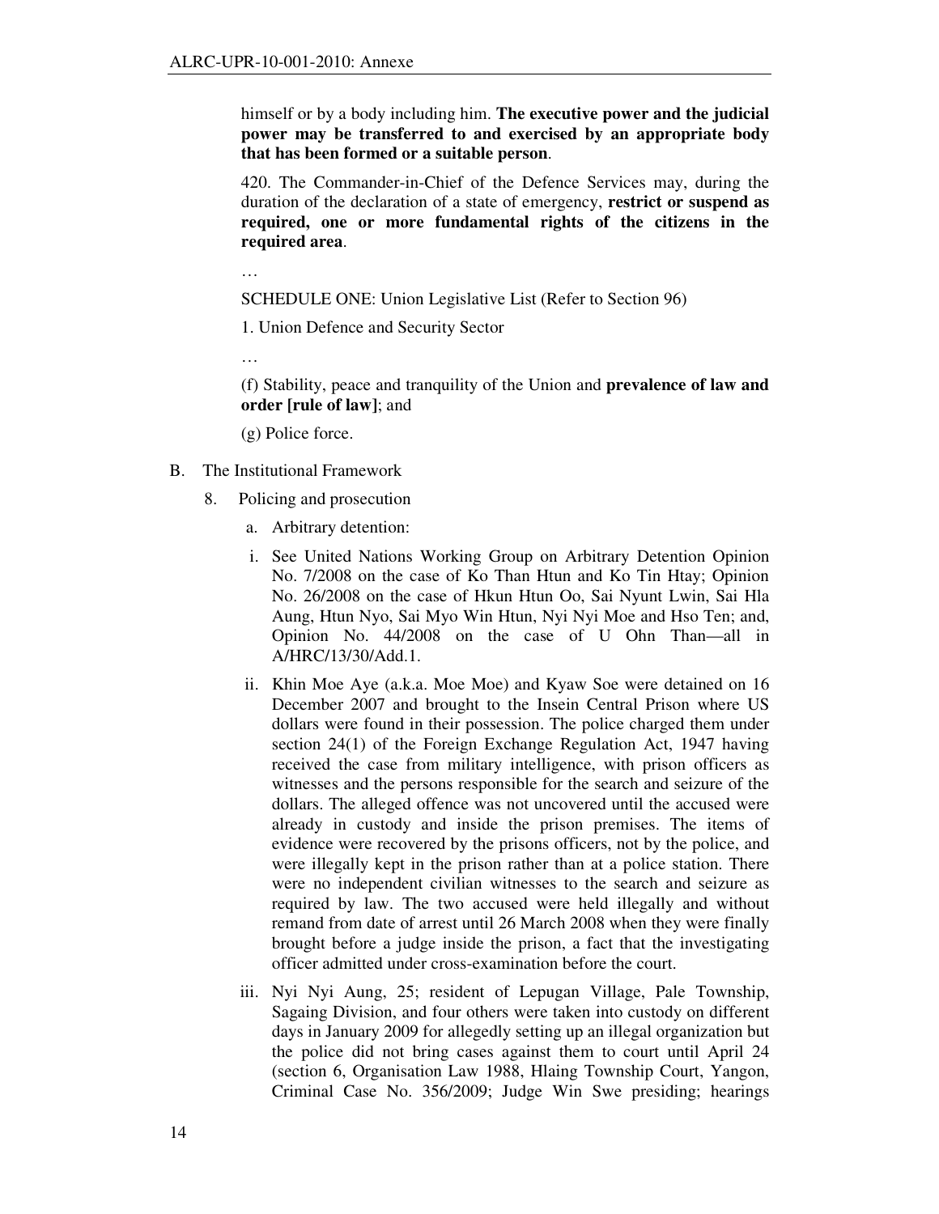himself or by a body including him. **The executive power and the judicial power may be transferred to and exercised by an appropriate body that has been formed or a suitable person**.

420. The Commander-in-Chief of the Defence Services may, during the duration of the declaration of a state of emergency, **restrict or suspend as required, one or more fundamental rights of the citizens in the required area**.

…

SCHEDULE ONE: Union Legislative List (Refer to Section 96)

1. Union Defence and Security Sector

…

(f) Stability, peace and tranquility of the Union and **prevalence of law and order [rule of law]**; and

(g) Police force.

B. The Institutional Framework

8. Policing and prosecution

a. Arbitrary detention:

i. See United Nations Working Group on Arbitrary Detention Opinion No. 7/2008 on the case of Ko Than Htun and Ko Tin Htay; Opinion No. 26/2008 on the case of Hkun Htun Oo, Sai Nyunt Lwin, Sai Hla Aung, Htun Nyo, Sai Myo Win Htun, Nyi Nyi Moe and Hso Ten; and, Opinion No. 44/2008 on the case of U Ohn Than—all in A/HRC/13/30/Add.1.

ii. Khin Moe Aye (a.k.a. Moe Moe) and Kyaw Soe were detained on 16 December 2007 and brought to the Insein Central Prison where US dollars were found in their possession. The police charged them under section 24(1) of the Foreign Exchange Regulation Act, 1947 having received the case from military intelligence, with prison officers as witnesses and the persons responsible for the search and seizure of the dollars. The alleged offence was not uncovered until the accused were already in custody and inside the prison premises. The items of evidence were recovered by the prisons officers, not by the police, and were illegally kept in the prison rather than at a police station. There were no independent civilian witnesses to the search and seizure as required by law. The two accused were held illegally and without remand from date of arrest until 26 March 2008 when they were finally brought before a judge inside the prison, a fact that the investigating officer admitted under cross-examination before the court.

iii. Nyi Nyi Aung, 25; resident of Lepugan Village, Pale Township, Sagaing Division, and four others were taken into custody on different days in January 2009 for allegedly setting up an illegal organization but the police did not bring cases against them to court until April 24 (section 6, Organisation Law 1988, Hlaing Township Court, Yangon, Criminal Case No. 356/2009; Judge Win Swe presiding; hearings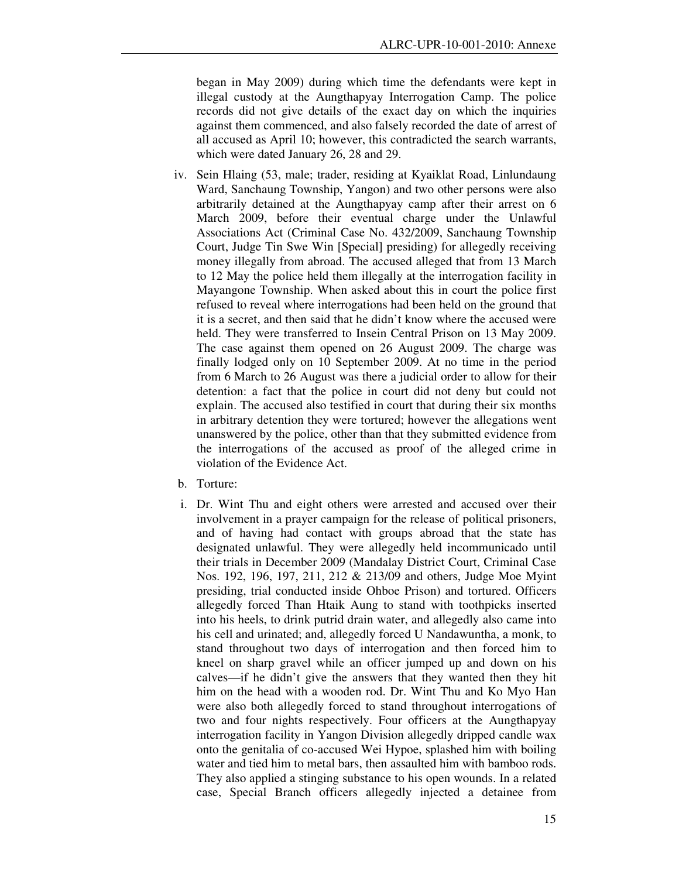began in May 2009) during which time the defendants were kept in illegal custody at the Aungthapyay Interrogation Camp. The police records did not give details of the exact day on which the inquiries against them commenced, and also falsely recorded the date of arrest of all accused as April 10; however, this contradicted the search warrants, which were dated January 26, 28 and 29.

iv. Sein Hlaing (53, male; trader, residing at Kyaiklat Road, Linlundaung Ward, Sanchaung Township, Yangon) and two other persons were also arbitrarily detained at the Aungthapyay camp after their arrest on 6 March 2009, before their eventual charge under the Unlawful Associations Act (Criminal Case No. 432/2009, Sanchaung Township Court, Judge Tin Swe Win [Special] presiding) for allegedly receiving money illegally from abroad. The accused alleged that from 13 March to 12 May the police held them illegally at the interrogation facility in Mayangone Township. When asked about this in court the police first refused to reveal where interrogations had been held on the ground that it is a secret, and then said that he didn't know where the accused were held. They were transferred to Insein Central Prison on 13 May 2009. The case against them opened on 26 August 2009. The charge was finally lodged only on 10 September 2009. At no time in the period from 6 March to 26 August was there a judicial order to allow for their detention: a fact that the police in court did not deny but could not explain. The accused also testified in court that during their six months in arbitrary detention they were tortured; however the allegations went unanswered by the police, other than that they submitted evidence from the interrogations of the accused as proof of the alleged crime in violation of the Evidence Act.

b. Torture:

i. Dr. Wint Thu and eight others were arrested and accused over their involvement in a prayer campaign for the release of political prisoners, and of having had contact with groups abroad that the state has designated unlawful. They were allegedly held incommunicado until their trials in December 2009 (Mandalay District Court, Criminal Case Nos. 192, 196, 197, 211, 212 & 213/09 and others, Judge Moe Myint presiding, trial conducted inside Ohboe Prison) and tortured. Officers allegedly forced Than Htaik Aung to stand with toothpicks inserted into his heels, to drink putrid drain water, and allegedly also came into his cell and urinated; and, allegedly forced U Nandawuntha, a monk, to stand throughout two days of interrogation and then forced him to kneel on sharp gravel while an officer jumped up and down on his calves—if he didn't give the answers that they wanted then they hit him on the head with a wooden rod. Dr. Wint Thu and Ko Myo Han were also both allegedly forced to stand throughout interrogations of two and four nights respectively. Four officers at the Aungthapyay interrogation facility in Yangon Division allegedly dripped candle wax onto the genitalia of co-accused Wei Hypoe, splashed him with boiling water and tied him to metal bars, then assaulted him with bamboo rods. They also applied a stinging substance to his open wounds. In a related case, Special Branch officers allegedly injected a detainee from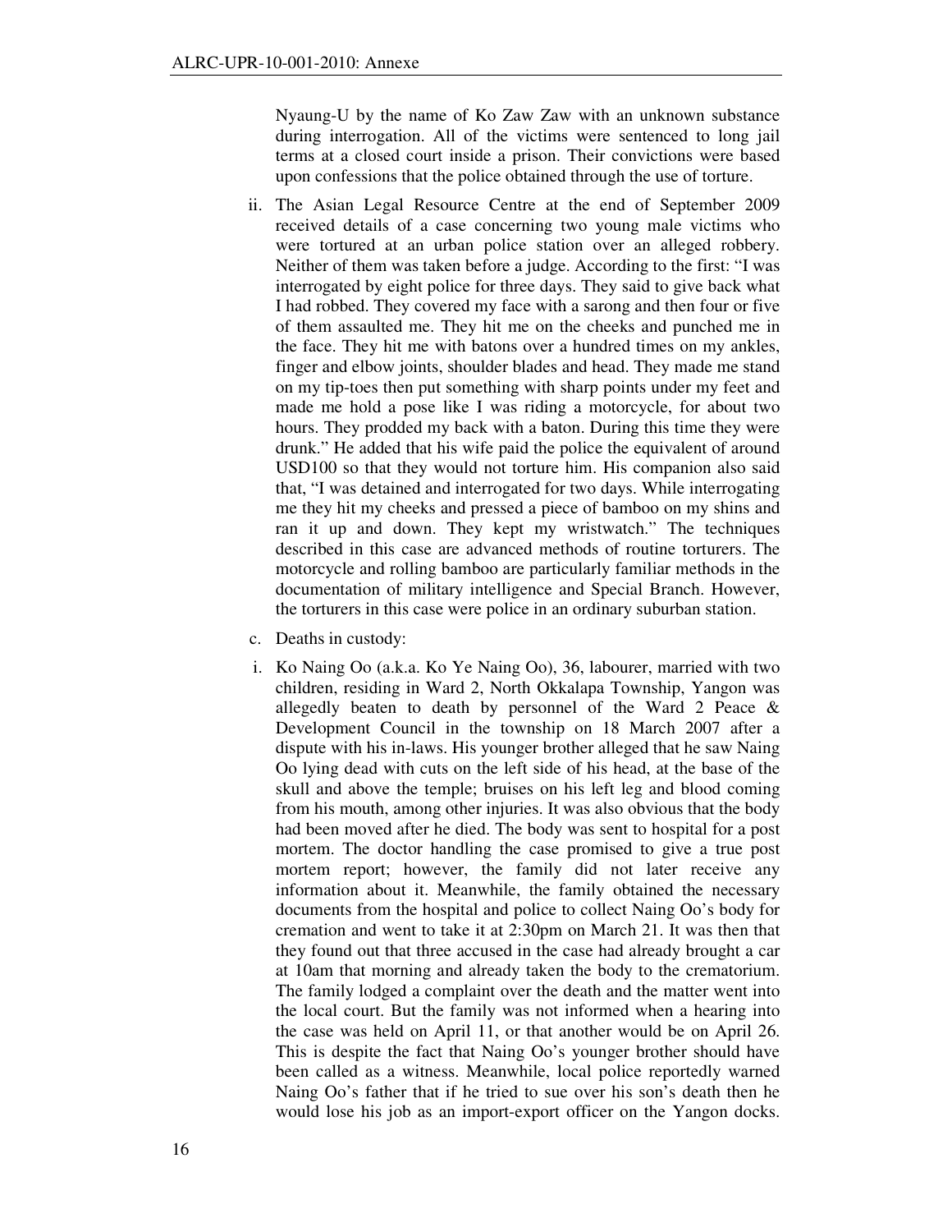Nyaung-U by the name of Ko Zaw Zaw with an unknown substance during interrogation. All of the victims were sentenced to long jail terms at a closed court inside a prison. Their convictions were based upon confessions that the police obtained through the use of torture.

ii. The Asian Legal Resource Centre at the end of September 2009 received details of a case concerning two young male victims who were tortured at an urban police station over an alleged robbery. Neither of them was taken before a judge. According to the first: "I was interrogated by eight police for three days. They said to give back what I had robbed. They covered my face with a sarong and then four or five of them assaulted me. They hit me on the cheeks and punched me in the face. They hit me with batons over a hundred times on my ankles, finger and elbow joints, shoulder blades and head. They made me stand on my tip-toes then put something with sharp points under my feet and made me hold a pose like I was riding a motorcycle, for about two hours. They prodded my back with a baton. During this time they were drunk." He added that his wife paid the police the equivalent of around USD100 so that they would not torture him. His companion also said that, "I was detained and interrogated for two days. While interrogating me they hit my cheeks and pressed a piece of bamboo on my shins and ran it up and down. They kept my wristwatch." The techniques described in this case are advanced methods of routine torturers. The motorcycle and rolling bamboo are particularly familiar methods in the documentation of military intelligence and Special Branch. However, the torturers in this case were police in an ordinary suburban station.

c. Deaths in custody:

i. Ko Naing Oo (a.k.a. Ko Ye Naing Oo), 36, labourer, married with two children, residing in Ward 2, North Okkalapa Township, Yangon was allegedly beaten to death by personnel of the Ward 2 Peace & Development Council in the township on 18 March 2007 after a dispute with his in-laws. His younger brother alleged that he saw Naing Oo lying dead with cuts on the left side of his head, at the base of the skull and above the temple; bruises on his left leg and blood coming from his mouth, among other injuries. It was also obvious that the body had been moved after he died. The body was sent to hospital for a post mortem. The doctor handling the case promised to give a true post mortem report; however, the family did not later receive any information about it. Meanwhile, the family obtained the necessary documents from the hospital and police to collect Naing Oo's body for cremation and went to take it at 2:30pm on March 21. It was then that they found out that three accused in the case had already brought a car at 10am that morning and already taken the body to the crematorium. The family lodged a complaint over the death and the matter went into the local court. But the family was not informed when a hearing into the case was held on April 11, or that another would be on April 26. This is despite the fact that Naing Oo's younger brother should have been called as a witness. Meanwhile, local police reportedly warned Naing Oo's father that if he tried to sue over his son's death then he would lose his job as an import-export officer on the Yangon docks.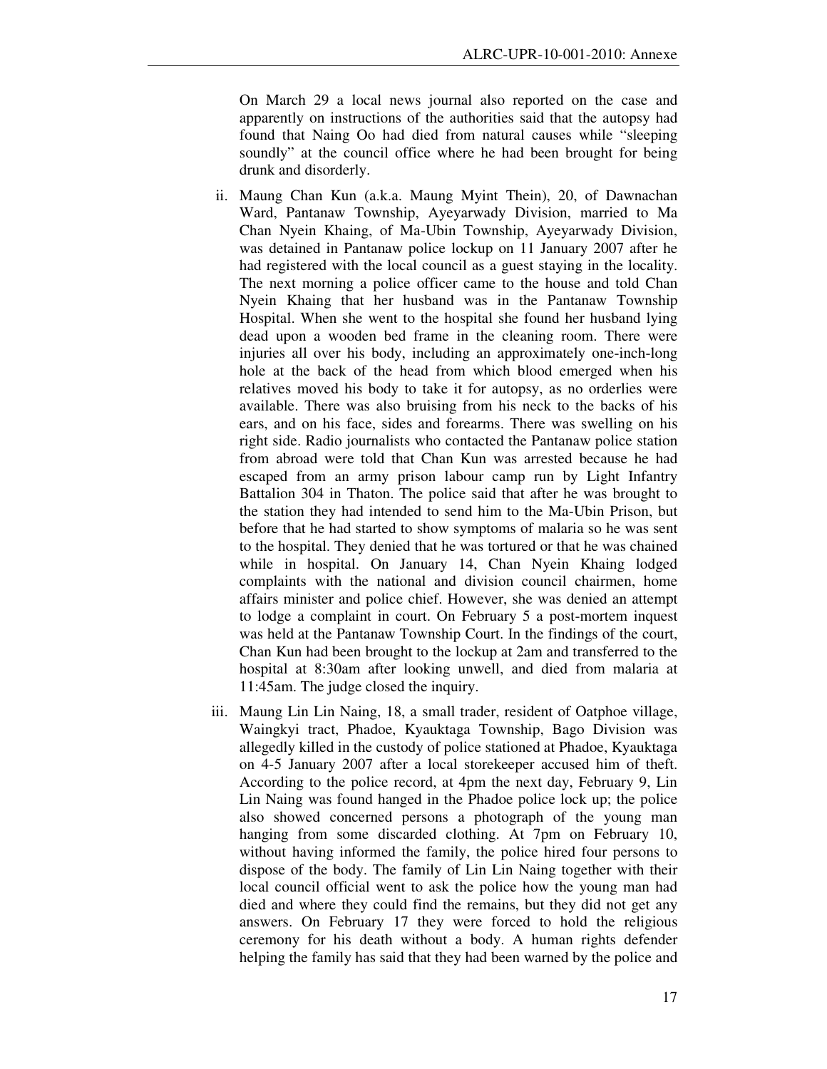On March 29 a local news journal also reported on the case and apparently on instructions of the authorities said that the autopsy had found that Naing Oo had died from natural causes while "sleeping soundly" at the council office where he had been brought for being drunk and disorderly.

ii. Maung Chan Kun (a.k.a. Maung Myint Thein), 20, of Dawnachan Ward, Pantanaw Township, Ayeyarwady Division, married to Ma Chan Nyein Khaing, of Ma-Ubin Township, Ayeyarwady Division, was detained in Pantanaw police lockup on 11 January 2007 after he had registered with the local council as a guest staying in the locality. The next morning a police officer came to the house and told Chan Nyein Khaing that her husband was in the Pantanaw Township Hospital. When she went to the hospital she found her husband lying dead upon a wooden bed frame in the cleaning room. There were injuries all over his body, including an approximately one-inch-long hole at the back of the head from which blood emerged when his relatives moved his body to take it for autopsy, as no orderlies were available. There was also bruising from his neck to the backs of his ears, and on his face, sides and forearms. There was swelling on his right side. Radio journalists who contacted the Pantanaw police station from abroad were told that Chan Kun was arrested because he had escaped from an army prison labour camp run by Light Infantry Battalion 304 in Thaton. The police said that after he was brought to the station they had intended to send him to the Ma-Ubin Prison, but before that he had started to show symptoms of malaria so he was sent to the hospital. They denied that he was tortured or that he was chained while in hospital. On January 14, Chan Nyein Khaing lodged complaints with the national and division council chairmen, home affairs minister and police chief. However, she was denied an attempt to lodge a complaint in court. On February 5 a post-mortem inquest was held at the Pantanaw Township Court. In the findings of the court, Chan Kun had been brought to the lockup at 2am and transferred to the hospital at 8:30am after looking unwell, and died from malaria at 11:45am. The judge closed the inquiry.

iii. Maung Lin Lin Naing, 18, a small trader, resident of Oatphoe village, Waingkyi tract, Phadoe, Kyauktaga Township, Bago Division was allegedly killed in the custody of police stationed at Phadoe, Kyauktaga on 4-5 January 2007 after a local storekeeper accused him of theft. According to the police record, at 4pm the next day, February 9, Lin Lin Naing was found hanged in the Phadoe police lock up; the police also showed concerned persons a photograph of the young man hanging from some discarded clothing. At 7pm on February 10, without having informed the family, the police hired four persons to dispose of the body. The family of Lin Lin Naing together with their local council official went to ask the police how the young man had died and where they could find the remains, but they did not get any answers. On February 17 they were forced to hold the religious ceremony for his death without a body. A human rights defender helping the family has said that they had been warned by the police and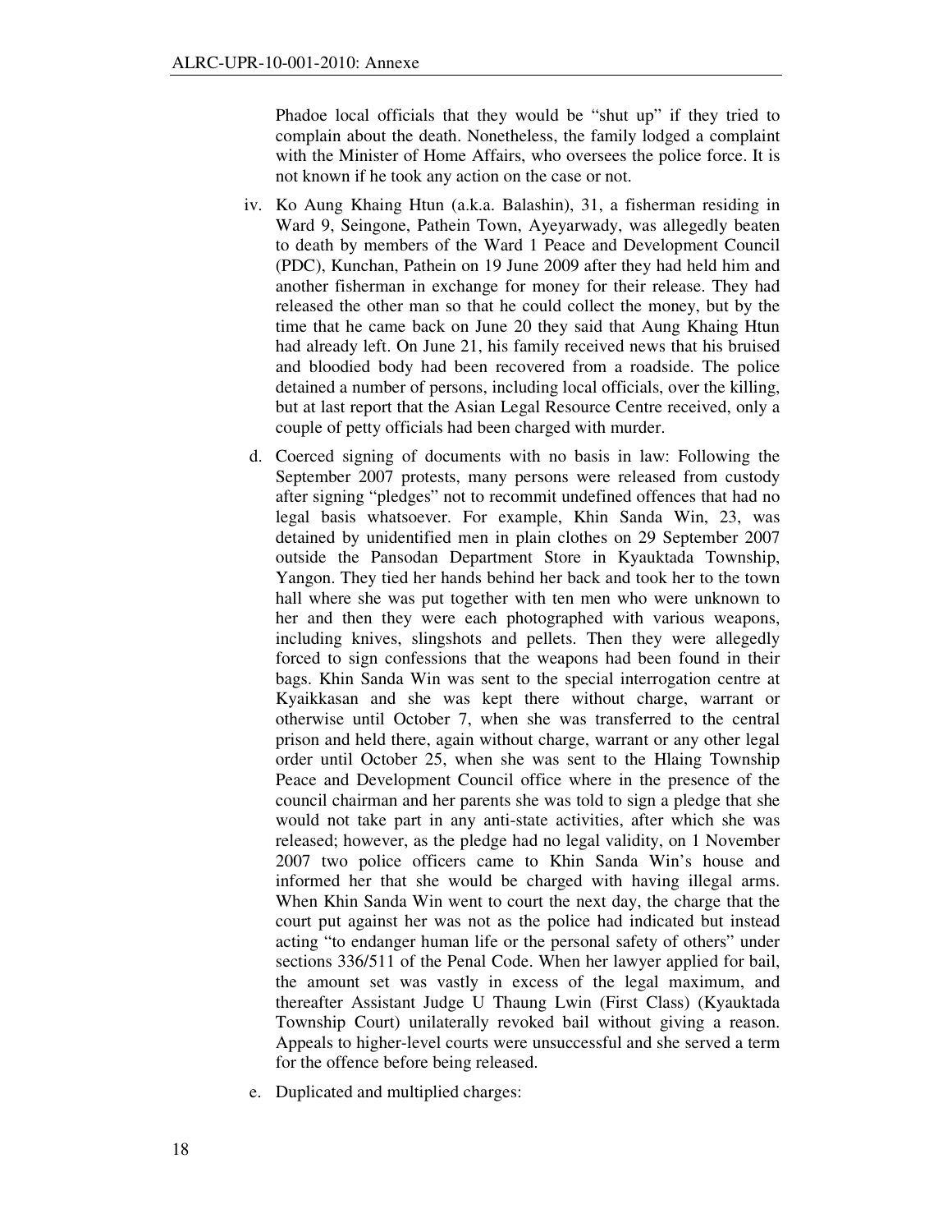Phadoe local officials that they would be "shut up" if they tried to complain about the death. Nonetheless, the family lodged a complaint with the Minister of Home Affairs, who oversees the police force. It is not known if he took any action on the case or not.

iv. Ko Aung Khaing Htun (a.k.a. Balashin), 31, a fisherman residing in Ward 9, Seingone, Pathein Town, Ayeyarwady, was allegedly beaten to death by members of the Ward 1 Peace and Development Council (PDC), Kunchan, Pathein on 19 June 2009 after they had held him and another fisherman in exchange for money for their release. They had released the other man so that he could collect the money, but by the time that he came back on June 20 they said that Aung Khaing Htun had already left. On June 21, his family received news that his bruised and bloodied body had been recovered from a roadside. The police detained a number of persons, including local officials, over the killing, but at last report that the Asian Legal Resource Centre received, only a couple of petty officials had been charged with murder.

d. Coerced signing of documents with no basis in law: Following the September 2007 protests, many persons were released from custody after signing "pledges" not to recommit undefined offences that had no legal basis whatsoever. For example, Khin Sanda Win, 23, was detained by unidentified men in plain clothes on 29 September 2007 outside the Pansodan Department Store in Kyauktada Township, Yangon. They tied her hands behind her back and took her to the town hall where she was put together with ten men who were unknown to her and then they were each photographed with various weapons, including knives, slingshots and pellets. Then they were allegedly forced to sign confessions that the weapons had been found in their bags. Khin Sanda Win was sent to the special interrogation centre at Kyaikkasan and she was kept there without charge, warrant or otherwise until October 7, when she was transferred to the central prison and held there, again without charge, warrant or any other legal order until October 25, when she was sent to the Hlaing Township Peace and Development Council office where in the presence of the council chairman and her parents she was told to sign a pledge that she would not take part in any anti-state activities, after which she was released; however, as the pledge had no legal validity, on 1 November 2007 two police officers came to Khin Sanda Win's house and informed her that she would be charged with having illegal arms. When Khin Sanda Win went to court the next day, the charge that the court put against her was not as the police had indicated but instead acting "to endanger human life or the personal safety of others" under sections 336/511 of the Penal Code. When her lawyer applied for bail, the amount set was vastly in excess of the legal maximum, and thereafter Assistant Judge U Thaung Lwin (First Class) (Kyauktada Township Court) unilaterally revoked bail without giving a reason. Appeals to higher-level courts were unsuccessful and she served a term for the offence before being released.

e. Duplicated and multiplied charges: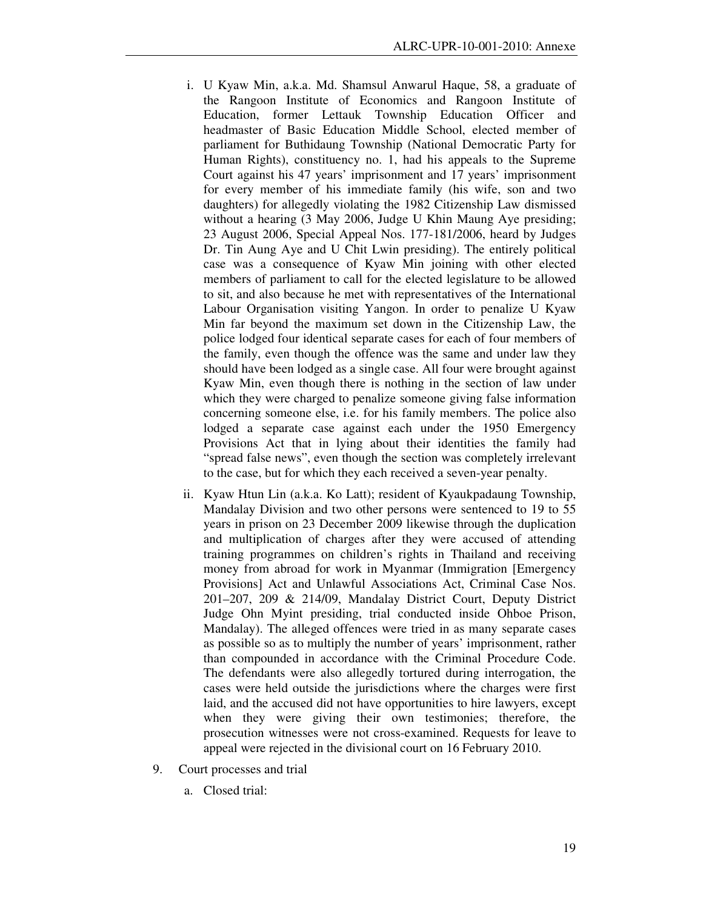i. U Kyaw Min, a.k.a. Md. Shamsul Anwarul Haque, 58, a graduate of the Rangoon Institute of Economics and Rangoon Institute of Education, former Lettauk Township Education Officer and headmaster of Basic Education Middle School, elected member of parliament for Buthidaung Township (National Democratic Party for Human Rights), constituency no. 1, had his appeals to the Supreme Court against his 47 years' imprisonment and 17 years' imprisonment for every member of his immediate family (his wife, son and two daughters) for allegedly violating the 1982 Citizenship Law dismissed without a hearing (3 May 2006, Judge U Khin Maung Aye presiding; 23 August 2006, Special Appeal Nos. 177-181/2006, heard by Judges Dr. Tin Aung Aye and U Chit Lwin presiding). The entirely political case was a consequence of Kyaw Min joining with other elected members of parliament to call for the elected legislature to be allowed to sit, and also because he met with representatives of the International Labour Organisation visiting Yangon. In order to penalize U Kyaw Min far beyond the maximum set down in the Citizenship Law, the police lodged four identical separate cases for each of four members of the family, even though the offence was the same and under law they should have been lodged as a single case. All four were brought against Kyaw Min, even though there is nothing in the section of law under which they were charged to penalize someone giving false information concerning someone else, i.e. for his family members. The police also lodged a separate case against each under the 1950 Emergency Provisions Act that in lying about their identities the family had "spread false news", even though the section was completely irrelevant to the case, but for which they each received a seven-year penalty.

ii. Kyaw Htun Lin (a.k.a. Ko Latt); resident of Kyaukpadaung Township, Mandalay Division and two other persons were sentenced to 19 to 55 years in prison on 23 December 2009 likewise through the duplication and multiplication of charges after they were accused of attending training programmes on children's rights in Thailand and receiving money from abroad for work in Myanmar (Immigration [Emergency Provisions] Act and Unlawful Associations Act, Criminal Case Nos. 201–207, 209 & 214/09, Mandalay District Court, Deputy District Judge Ohn Myint presiding, trial conducted inside Ohboe Prison, Mandalay). The alleged offences were tried in as many separate cases as possible so as to multiply the number of years' imprisonment, rather than compounded in accordance with the Criminal Procedure Code. The defendants were also allegedly tortured during interrogation, the cases were held outside the jurisdictions where the charges were first laid, and the accused did not have opportunities to hire lawyers, except when they were giving their own testimonies; therefore, the prosecution witnesses were not cross-examined. Requests for leave to appeal were rejected in the divisional court on 16 February 2010.

9. Court processes and trial

   a. Closed trial: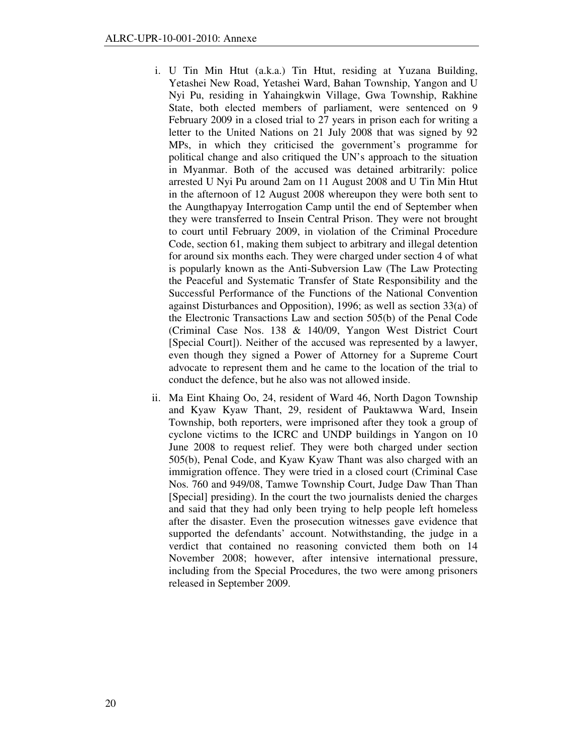i. U Tin Min Htut (a.k.a.) Tin Htut, residing at Yuzana Building, Yetashei New Road, Yetashei Ward, Bahan Township, Yangon and U Nyi Pu, residing in Yahaingkwin Village, Gwa Township, Rakhine State, both elected members of parliament, were sentenced on 9 February 2009 in a closed trial to 27 years in prison each for writing a letter to the United Nations on 21 July 2008 that was signed by 92 MPs, in which they criticised the government's programme for political change and also critiqued the UN's approach to the situation in Myanmar. Both of the accused was detained arbitrarily: police arrested U Nyi Pu around 2am on 11 August 2008 and U Tin Min Htut in the afternoon of 12 August 2008 whereupon they were both sent to the Aungthapyay Interrogation Camp until the end of September when they were transferred to Insein Central Prison. They were not brought to court until February 2009, in violation of the Criminal Procedure Code, section 61, making them subject to arbitrary and illegal detention for around six months each. They were charged under section 4 of what is popularly known as the Anti-Subversion Law (The Law Protecting the Peaceful and Systematic Transfer of State Responsibility and the Successful Performance of the Functions of the National Convention against Disturbances and Opposition), 1996; as well as section 33(a) of the Electronic Transactions Law and section 505(b) of the Penal Code (Criminal Case Nos. 138 & 140/09, Yangon West District Court [Special Court]). Neither of the accused was represented by a lawyer, even though they signed a Power of Attorney for a Supreme Court advocate to represent them and he came to the location of the trial to conduct the defence, but he also was not allowed inside.

ii. Ma Eint Khaing Oo, 24, resident of Ward 46, North Dagon Township and Kyaw Kyaw Thant, 29, resident of Pauktawwa Ward, Insein Township, both reporters, were imprisoned after they took a group of cyclone victims to the ICRC and UNDP buildings in Yangon on 10 June 2008 to request relief. They were both charged under section 505(b), Penal Code, and Kyaw Kyaw Thant was also charged with an immigration offence. They were tried in a closed court (Criminal Case Nos. 760 and 949/08, Tamwe Township Court, Judge Daw Than Than [Special] presiding). In the court the two journalists denied the charges and said that they had only been trying to help people left homeless after the disaster. Even the prosecution witnesses gave evidence that supported the defendants' account. Notwithstanding, the judge in a verdict that contained no reasoning convicted them both on 14 November 2008; however, after intensive international pressure, including from the Special Procedures, the two were among prisoners released in September 2009.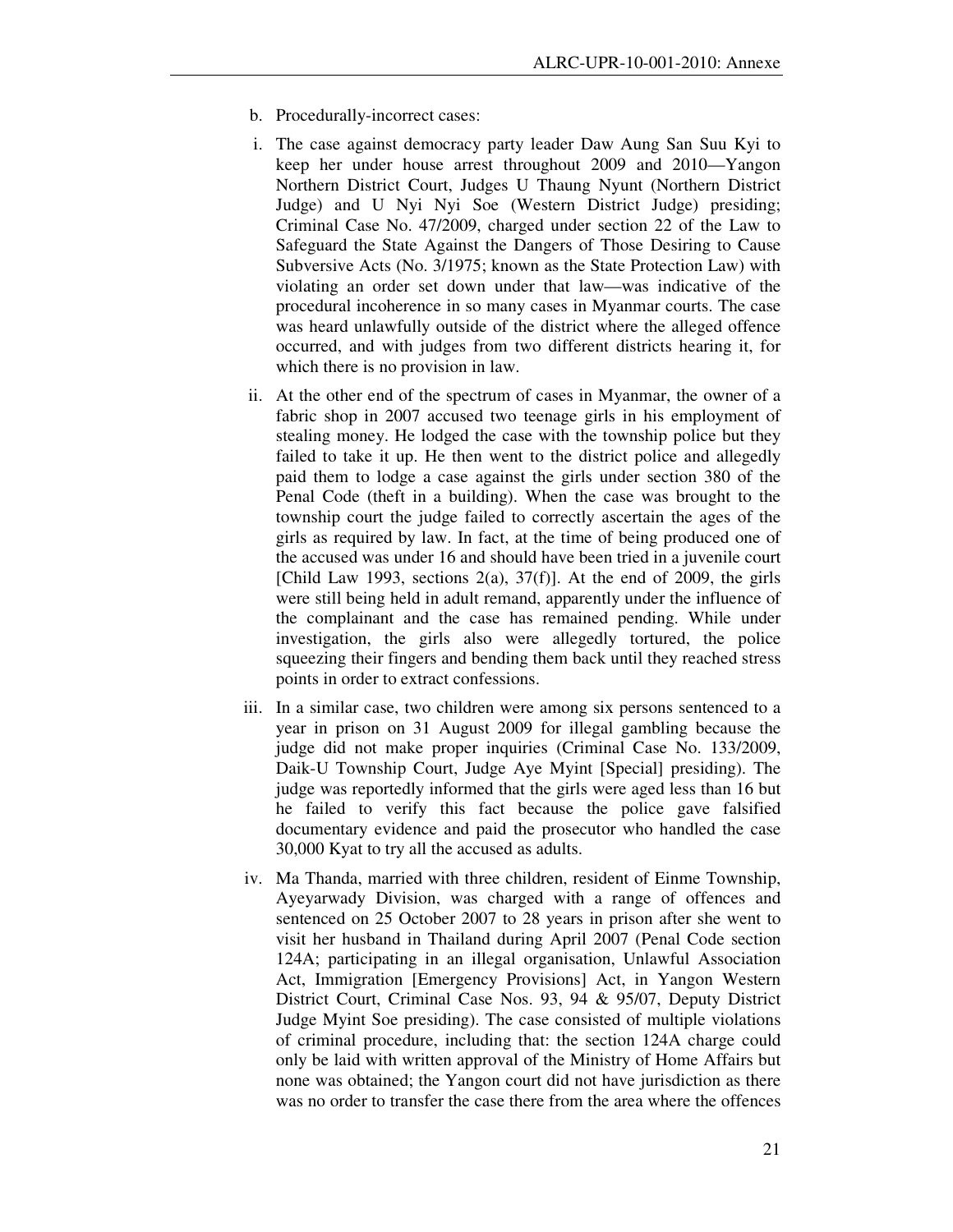b. Procedurally-incorrect cases:

i. The case against democracy party leader Daw Aung San Suu Kyi to keep her under house arrest throughout 2009 and 2010—Yangon Northern District Court, Judges U Thaung Nyunt (Northern District Judge) and U Nyi Nyi Soe (Western District Judge) presiding; Criminal Case No. 47/2009, charged under section 22 of the Law to Safeguard the State Against the Dangers of Those Desiring to Cause Subversive Acts (No. 3/1975; known as the State Protection Law) with violating an order set down under that law—was indicative of the procedural incoherence in so many cases in Myanmar courts. The case was heard unlawfully outside of the district where the alleged offence occurred, and with judges from two different districts hearing it, for which there is no provision in law.

ii. At the other end of the spectrum of cases in Myanmar, the owner of a fabric shop in 2007 accused two teenage girls in his employment of stealing money. He lodged the case with the township police but they failed to take it up. He then went to the district police and allegedly paid them to lodge a case against the girls under section 380 of the Penal Code (theft in a building). When the case was brought to the township court the judge failed to correctly ascertain the ages of the girls as required by law. In fact, at the time of being produced one of the accused was under 16 and should have been tried in a juvenile court [Child Law 1993, sections 2(a), 37(f)]. At the end of 2009, the girls were still being held in adult remand, apparently under the influence of the complainant and the case has remained pending. While under investigation, the girls also were allegedly tortured, the police squeezing their fingers and bending them back until they reached stress points in order to extract confessions.

iii. In a similar case, two children were among six persons sentenced to a year in prison on 31 August 2009 for illegal gambling because the judge did not make proper inquiries (Criminal Case No. 133/2009, Daik-U Township Court, Judge Aye Myint [Special] presiding). The judge was reportedly informed that the girls were aged less than 16 but he failed to verify this fact because the police gave falsified documentary evidence and paid the prosecutor who handled the case 30,000 Kyat to try all the accused as adults.

iv. Ma Thanda, married with three children, resident of Einme Township, Ayeyarwady Division, was charged with a range of offences and sentenced on 25 October 2007 to 28 years in prison after she went to visit her husband in Thailand during April 2007 (Penal Code section 124A; participating in an illegal organisation, Unlawful Association Act, Immigration [Emergency Provisions] Act, in Yangon Western District Court, Criminal Case Nos. 93, 94 & 95/07, Deputy District Judge Myint Soe presiding). The case consisted of multiple violations of criminal procedure, including that: the section 124A charge could only be laid with written approval of the Ministry of Home Affairs but none was obtained; the Yangon court did not have jurisdiction as there was no order to transfer the case there from the area where the offences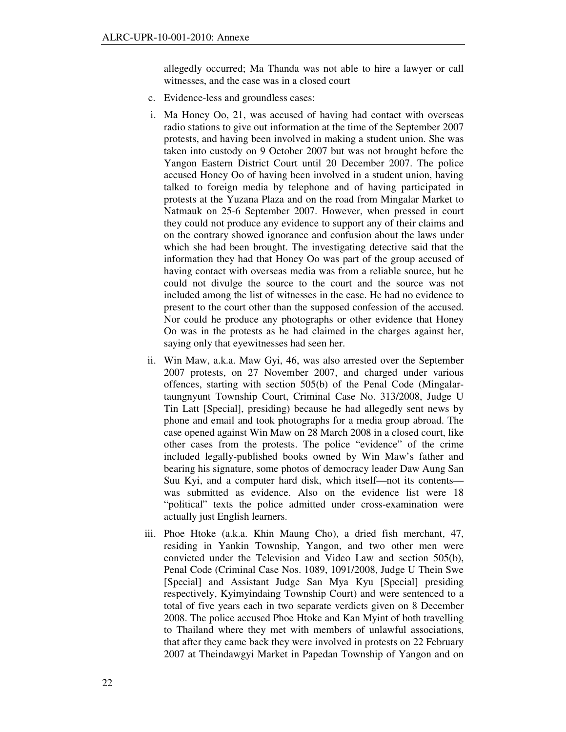allegedly occurred; Ma Thanda was not able to hire a lawyer or call witnesses, and the case was in a closed court

c. Evidence-less and groundless cases:

i. Ma Honey Oo, 21, was accused of having had contact with overseas radio stations to give out information at the time of the September 2007 protests, and having been involved in making a student union. She was taken into custody on 9 October 2007 but was not brought before the Yangon Eastern District Court until 20 December 2007. The police accused Honey Oo of having been involved in a student union, having talked to foreign media by telephone and of having participated in protests at the Yuzana Plaza and on the road from Mingalar Market to Natmauk on 25-6 September 2007. However, when pressed in court they could not produce any evidence to support any of their claims and on the contrary showed ignorance and confusion about the laws under which she had been brought. The investigating detective said that the information they had that Honey Oo was part of the group accused of having contact with overseas media was from a reliable source, but he could not divulge the source to the court and the source was not included among the list of witnesses in the case. He had no evidence to present to the court other than the supposed confession of the accused. Nor could he produce any photographs or other evidence that Honey Oo was in the protests as he had claimed in the charges against her, saying only that eyewitnesses had seen her.

ii. Win Maw, a.k.a. Maw Gyi, 46, was also arrested over the September 2007 protests, on 27 November 2007, and charged under various offences, starting with section 505(b) of the Penal Code (Mingalartaungnyunt Township Court, Criminal Case No. 313/2008, Judge U Tin Latt [Special], presiding) because he had allegedly sent news by phone and email and took photographs for a media group abroad. The case opened against Win Maw on 28 March 2008 in a closed court, like other cases from the protests. The police "evidence" of the crime included legally-published books owned by Win Maw's father and bearing his signature, some photos of democracy leader Daw Aung San Suu Kyi, and a computer hard disk, which itself—not its contents—was submitted as evidence. Also on the evidence list were 18 "political" texts the police admitted under cross-examination were actually just English learners.

iii. Phoe Htoke (a.k.a. Khin Maung Cho), a dried fish merchant, 47, residing in Yankin Township, Yangon, and two other men were convicted under the Television and Video Law and section 505(b), Penal Code (Criminal Case Nos. 1089, 1091/2008, Judge U Thein Swe [Special] and Assistant Judge San Mya Kyu [Special] presiding respectively, Kyimyindaing Township Court) and were sentenced to a total of five years each in two separate verdicts given on 8 December 2008. The police accused Phoe Htoke and Kan Myint of both travelling to Thailand where they met with members of unlawful associations, that after they came back they were involved in protests on 22 February 2007 at Theindawgyi Market in Papedan Township of Yangon and on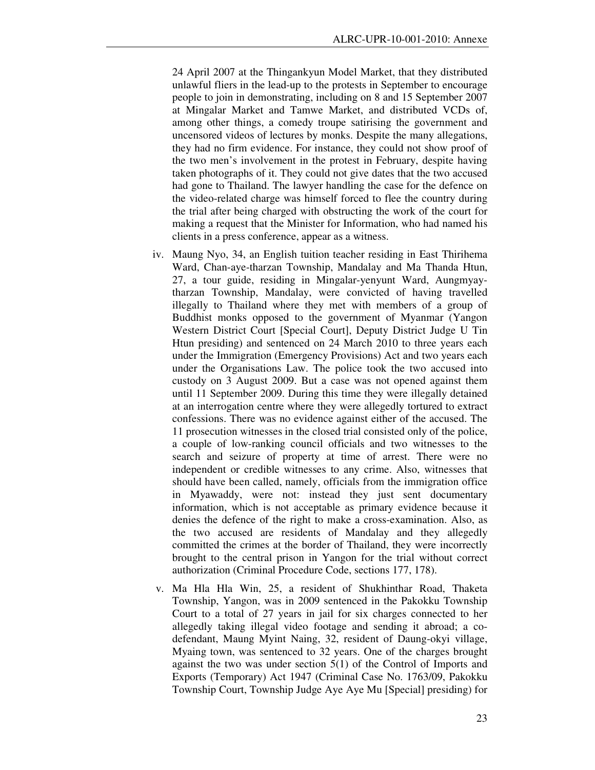24 April 2007 at the Thingankyun Model Market, that they distributed unlawful fliers in the lead-up to the protests in September to encourage people to join in demonstrating, including on 8 and 15 September 2007 at Mingalar Market and Tamwe Market, and distributed VCDs of, among other things, a comedy troupe satirising the government and uncensored videos of lectures by monks. Despite the many allegations, they had no firm evidence. For instance, they could not show proof of the two men's involvement in the protest in February, despite having taken photographs of it. They could not give dates that the two accused had gone to Thailand. The lawyer handling the case for the defence on the video-related charge was himself forced to flee the country during the trial after being charged with obstructing the work of the court for making a request that the Minister for Information, who had named his clients in a press conference, appear as a witness.

iv. Maung Nyo, 34, an English tuition teacher residing in East Thirihema Ward, Chan-aye-tharzan Township, Mandalay and Ma Thanda Htun, 27, a tour guide, residing in Mingalar-yenyunt Ward, Aungmyay-tharzan Township, Mandalay, were convicted of having travelled illegally to Thailand where they met with members of a group of Buddhist monks opposed to the government of Myanmar (Yangon Western District Court [Special Court], Deputy District Judge U Tin Htun presiding) and sentenced on 24 March 2010 to three years each under the Immigration (Emergency Provisions) Act and two years each under the Organisations Law. The police took the two accused into custody on 3 August 2009. But a case was not opened against them until 11 September 2009. During this time they were illegally detained at an interrogation centre where they were allegedly tortured to extract confessions. There was no evidence against either of the accused. The 11 prosecution witnesses in the closed trial consisted only of the police, a couple of low-ranking council officials and two witnesses to the search and seizure of property at time of arrest. There were no independent or credible witnesses to any crime. Also, witnesses that should have been called, namely, officials from the immigration office in Myawaddy, were not: instead they just sent documentary information, which is not acceptable as primary evidence because it denies the defence of the right to make a cross-examination. Also, as the two accused are residents of Mandalay and they allegedly committed the crimes at the border of Thailand, they were incorrectly brought to the central prison in Yangon for the trial without correct authorization (Criminal Procedure Code, sections 177, 178).

v. Ma Hla Hla Win, 25, a resident of Shukhinthar Road, Thaketa Township, Yangon, was in 2009 sentenced in the Pakokku Township Court to a total of 27 years in jail for six charges connected to her allegedly taking illegal video footage and sending it abroad; a co-defendant, Maung Myint Naing, 32, resident of Daung-okyi village, Myaing town, was sentenced to 32 years. One of the charges brought against the two was under section 5(1) of the Control of Imports and Exports (Temporary) Act 1947 (Criminal Case No. 1763/09, Pakokku Township Court, Township Judge Aye Aye Mu [Special] presiding) for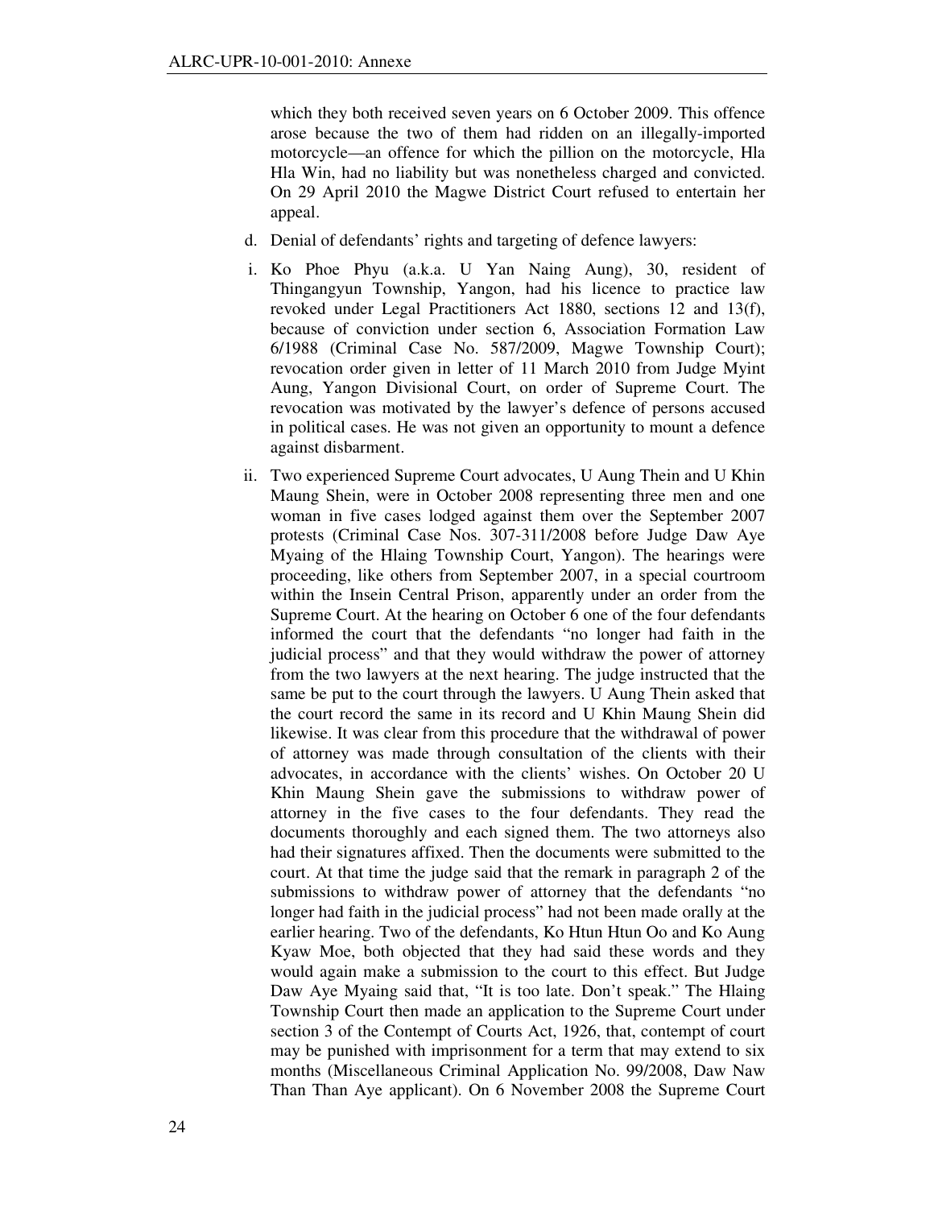which they both received seven years on 6 October 2009. This offence arose because the two of them had ridden on an illegally-imported motorcycle—an offence for which the pillion on the motorcycle, Hla Hla Win, had no liability but was nonetheless charged and convicted. On 29 April 2010 the Magwe District Court refused to entertain her appeal.

d. Denial of defendants' rights and targeting of defence lawyers:

i. Ko Phoe Phyu (a.k.a. U Yan Naing Aung), 30, resident of Thingangyun Township, Yangon, had his licence to practice law revoked under Legal Practitioners Act 1880, sections 12 and 13(f), because of conviction under section 6, Association Formation Law 6/1988 (Criminal Case No. 587/2009, Magwe Township Court); revocation order given in letter of 11 March 2010 from Judge Myint Aung, Yangon Divisional Court, on order of Supreme Court. The revocation was motivated by the lawyer's defence of persons accused in political cases. He was not given an opportunity to mount a defence against disbarment.

ii. Two experienced Supreme Court advocates, U Aung Thein and U Khin Maung Shein, were in October 2008 representing three men and one woman in five cases lodged against them over the September 2007 protests (Criminal Case Nos. 307-311/2008 before Judge Daw Aye Myaing of the Hlaing Township Court, Yangon). The hearings were proceeding, like others from September 2007, in a special courtroom within the Insein Central Prison, apparently under an order from the Supreme Court. At the hearing on October 6 one of the four defendants informed the court that the defendants "no longer had faith in the judicial process" and that they would withdraw the power of attorney from the two lawyers at the next hearing. The judge instructed that the same be put to the court through the lawyers. U Aung Thein asked that the court record the same in its record and U Khin Maung Shein did likewise. It was clear from this procedure that the withdrawal of power of attorney was made through consultation of the clients with their advocates, in accordance with the clients' wishes. On October 20 U Khin Maung Shein gave the submissions to withdraw power of attorney in the five cases to the four defendants. They read the documents thoroughly and each signed them. The two attorneys also had their signatures affixed. Then the documents were submitted to the court. At that time the judge said that the remark in paragraph 2 of the submissions to withdraw power of attorney that the defendants "no longer had faith in the judicial process" had not been made orally at the earlier hearing. Two of the defendants, Ko Htun Htun Oo and Ko Aung Kyaw Moe, both objected that they had said these words and they would again make a submission to the court to this effect. But Judge Daw Aye Myaing said that, "It is too late. Don't speak." The Hlaing Township Court then made an application to the Supreme Court under section 3 of the Contempt of Courts Act, 1926, that, contempt of court may be punished with imprisonment for a term that may extend to six months (Miscellaneous Criminal Application No. 99/2008, Daw Naw Than Than Aye applicant). On 6 November 2008 the Supreme Court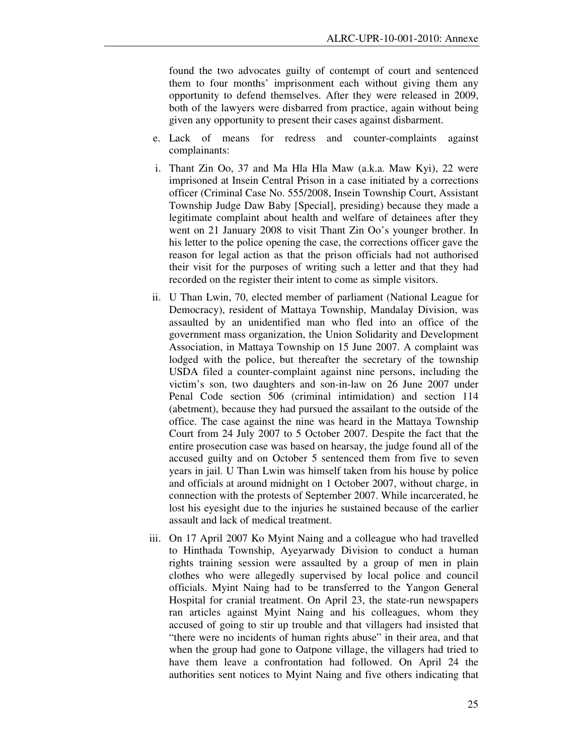found the two advocates guilty of contempt of court and sentenced them to four months' imprisonment each without giving them any opportunity to defend themselves. After they were released in 2009, both of the lawyers were disbarred from practice, again without being given any opportunity to present their cases against disbarment.

e. Lack of means for redress and counter-complaints against complainants:

i. Thant Zin Oo, 37 and Ma Hla Hla Maw (a.k.a. Maw Kyi), 22 were imprisoned at Insein Central Prison in a case initiated by a corrections officer (Criminal Case No. 555/2008, Insein Township Court, Assistant Township Judge Daw Baby [Special], presiding) because they made a legitimate complaint about health and welfare of detainees after they went on 21 January 2008 to visit Thant Zin Oo's younger brother. In his letter to the police opening the case, the corrections officer gave the reason for legal action as that the prison officials had not authorised their visit for the purposes of writing such a letter and that they had recorded on the register their intent to come as simple visitors.

ii. U Than Lwin, 70, elected member of parliament (National League for Democracy), resident of Mattaya Township, Mandalay Division, was assaulted by an unidentified man who fled into an office of the government mass organization, the Union Solidarity and Development Association, in Mattaya Township on 15 June 2007. A complaint was lodged with the police, but thereafter the secretary of the township USDA filed a counter-complaint against nine persons, including the victim's son, two daughters and son-in-law on 26 June 2007 under Penal Code section 506 (criminal intimidation) and section 114 (abetment), because they had pursued the assailant to the outside of the office. The case against the nine was heard in the Mattaya Township Court from 24 July 2007 to 5 October 2007. Despite the fact that the entire prosecution case was based on hearsay, the judge found all of the accused guilty and on October 5 sentenced them from five to seven years in jail. U Than Lwin was himself taken from his house by police and officials at around midnight on 1 October 2007, without charge, in connection with the protests of September 2007. While incarcerated, he lost his eyesight due to the injuries he sustained because of the earlier assault and lack of medical treatment.

iii. On 17 April 2007 Ko Myint Naing and a colleague who had travelled to Hinthada Township, Ayeyarwady Division to conduct a human rights training session were assaulted by a group of men in plain clothes who were allegedly supervised by local police and council officials. Myint Naing had to be transferred to the Yangon General Hospital for cranial treatment. On April 23, the state-run newspapers ran articles against Myint Naing and his colleagues, whom they accused of going to stir up trouble and that villagers had insisted that "there were no incidents of human rights abuse" in their area, and that when the group had gone to Oatpone village, the villagers had tried to have them leave a confrontation had followed. On April 24 the authorities sent notices to Myint Naing and five others indicating that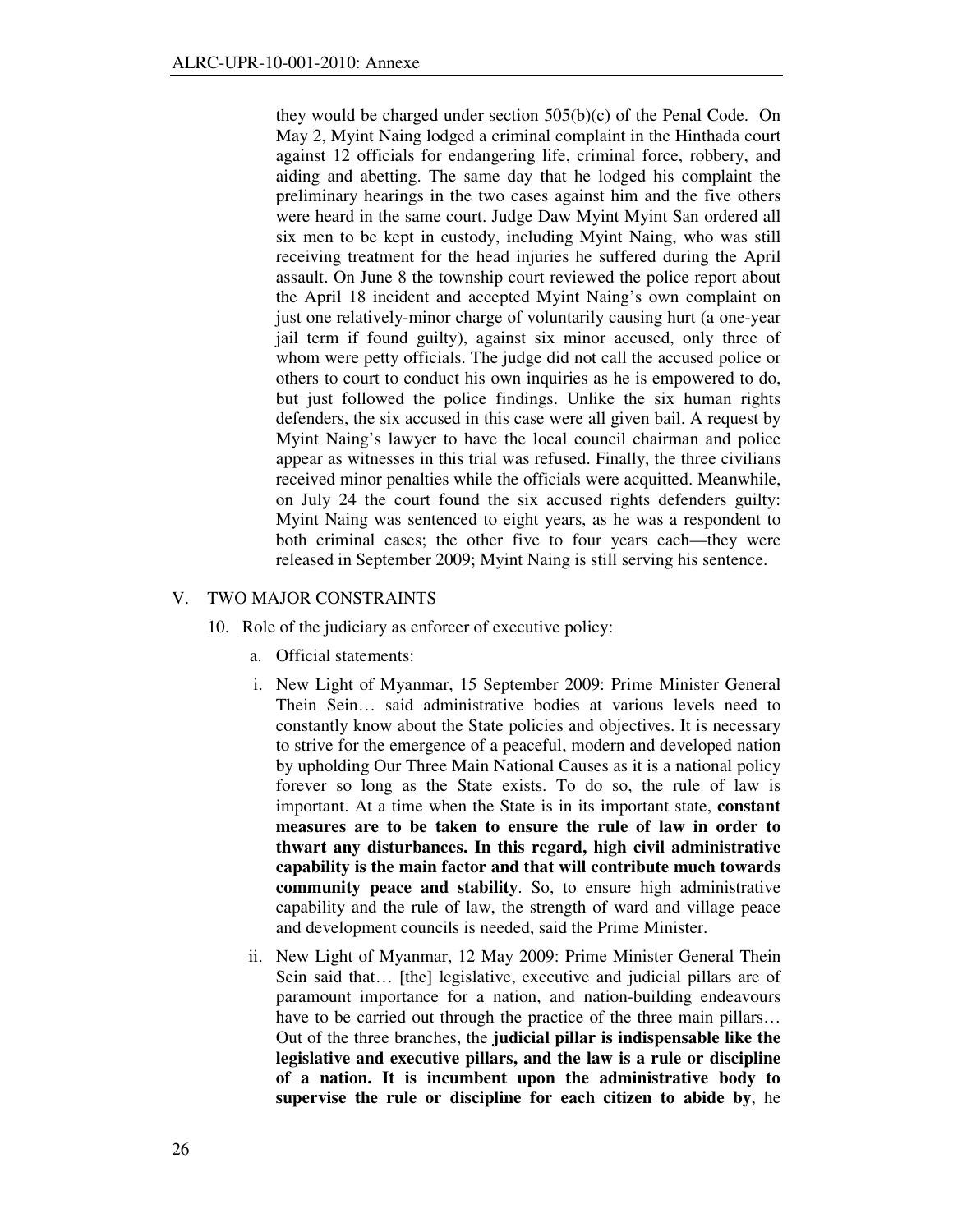they would be charged under section 505(b)(c) of the Penal Code. On May 2, Myint Naing lodged a criminal complaint in the Hinthada court against 12 officials for endangering life, criminal force, robbery, and aiding and abetting. The same day that he lodged his complaint the preliminary hearings in the two cases against him and the five others were heard in the same court. Judge Daw Myint Myint San ordered all six men to be kept in custody, including Myint Naing, who was still receiving treatment for the head injuries he suffered during the April assault. On June 8 the township court reviewed the police report about the April 18 incident and accepted Myint Naing's own complaint on just one relatively-minor charge of voluntarily causing hurt (a one-year jail term if found guilty), against six minor accused, only three of whom were petty officials. The judge did not call the accused police or others to court to conduct his own inquiries as he is empowered to do, but just followed the police findings. Unlike the six human rights defenders, the six accused in this case were all given bail. A request by Myint Naing's lawyer to have the local council chairman and police appear as witnesses in this trial was refused. Finally, the three civilians received minor penalties while the officials were acquitted. Meanwhile, on July 24 the court found the six accused rights defenders guilty: Myint Naing was sentenced to eight years, as he was a respondent to both criminal cases; the other five to four years each—they were released in September 2009; Myint Naing is still serving his sentence.

## V. TWO MAJOR CONSTRAINTS

10. Role of the judiciary as enforcer of executive policy:

    a. Official statements:

    i. New Light of Myanmar, 15 September 2009: Prime Minister General Thein Sein… said administrative bodies at various levels need to constantly know about the State policies and objectives. It is necessary to strive for the emergence of a peaceful, modern and developed nation by upholding Our Three Main National Causes as it is a national policy forever so long as the State exists. To do so, the rule of law is important. At a time when the State is in its important state, **constant measures are to be taken to ensure the rule of law in order to thwart any disturbances. In this regard, high civil administrative capability is the main factor and that will contribute much towards community peace and stability**. So, to ensure high administrative capability and the rule of law, the strength of ward and village peace and development councils is needed, said the Prime Minister.

    ii. New Light of Myanmar, 12 May 2009: Prime Minister General Thein Sein said that… [the] legislative, executive and judicial pillars are of paramount importance for a nation, and nation-building endeavours have to be carried out through the practice of the three main pillars… Out of the three branches, the **judicial pillar is indispensable like the legislative and executive pillars, and the law is a rule or discipline of a nation. It is incumbent upon the administrative body to supervise the rule or discipline for each citizen to abide by**, he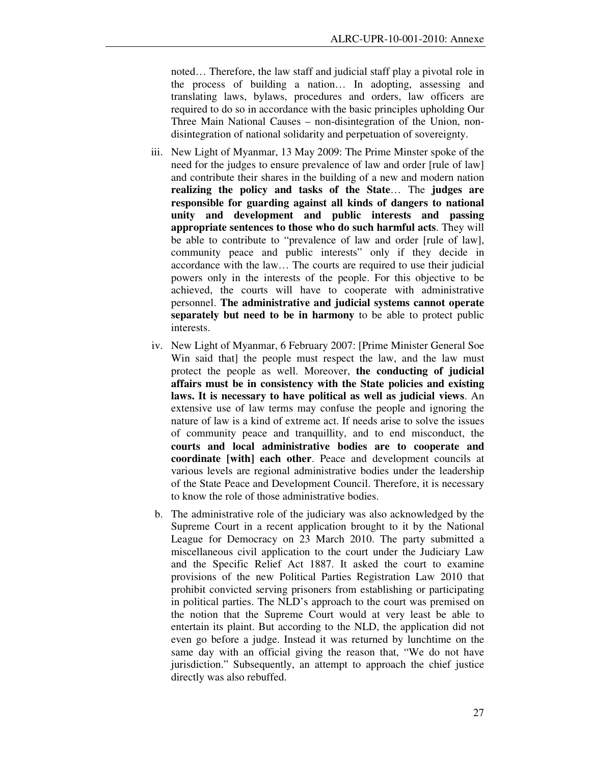noted… Therefore, the law staff and judicial staff play a pivotal role in the process of building a nation… In adopting, assessing and translating laws, bylaws, procedures and orders, law officers are required to do so in accordance with the basic principles upholding Our Three Main National Causes – non-disintegration of the Union, non-disintegration of national solidarity and perpetuation of sovereignty.

iii. New Light of Myanmar, 13 May 2009: The Prime Minster spoke of the need for the judges to ensure prevalence of law and order [rule of law] and contribute their shares in the building of a new and modern nation **realizing the policy and tasks of the State**… The **judges are responsible for guarding against all kinds of dangers to national unity and development and public interests and passing appropriate sentences to those who do such harmful acts**. They will be able to contribute to "prevalence of law and order [rule of law], community peace and public interests" only if they decide in accordance with the law… The courts are required to use their judicial powers only in the interests of the people. For this objective to be achieved, the courts will have to cooperate with administrative personnel. **The administrative and judicial systems cannot operate separately but need to be in harmony** to be able to protect public interests.

iv. New Light of Myanmar, 6 February 2007: [Prime Minister General Soe Win said that] the people must respect the law, and the law must protect the people as well. Moreover, **the conducting of judicial affairs must be in consistency with the State policies and existing laws. It is necessary to have political as well as judicial views**. An extensive use of law terms may confuse the people and ignoring the nature of law is a kind of extreme act. If needs arise to solve the issues of community peace and tranquillity, and to end misconduct, the **courts and local administrative bodies are to cooperate and coordinate [with] each other**. Peace and development councils at various levels are regional administrative bodies under the leadership of the State Peace and Development Council. Therefore, it is necessary to know the role of those administrative bodies.

b. The administrative role of the judiciary was also acknowledged by the Supreme Court in a recent application brought to it by the National League for Democracy on 23 March 2010. The party submitted a miscellaneous civil application to the court under the Judiciary Law and the Specific Relief Act 1887. It asked the court to examine provisions of the new Political Parties Registration Law 2010 that prohibit convicted serving prisoners from establishing or participating in political parties. The NLD's approach to the court was premised on the notion that the Supreme Court would at very least be able to entertain its plaint. But according to the NLD, the application did not even go before a judge. Instead it was returned by lunchtime on the same day with an official giving the reason that, "We do not have jurisdiction." Subsequently, an attempt to approach the chief justice directly was also rebuffed.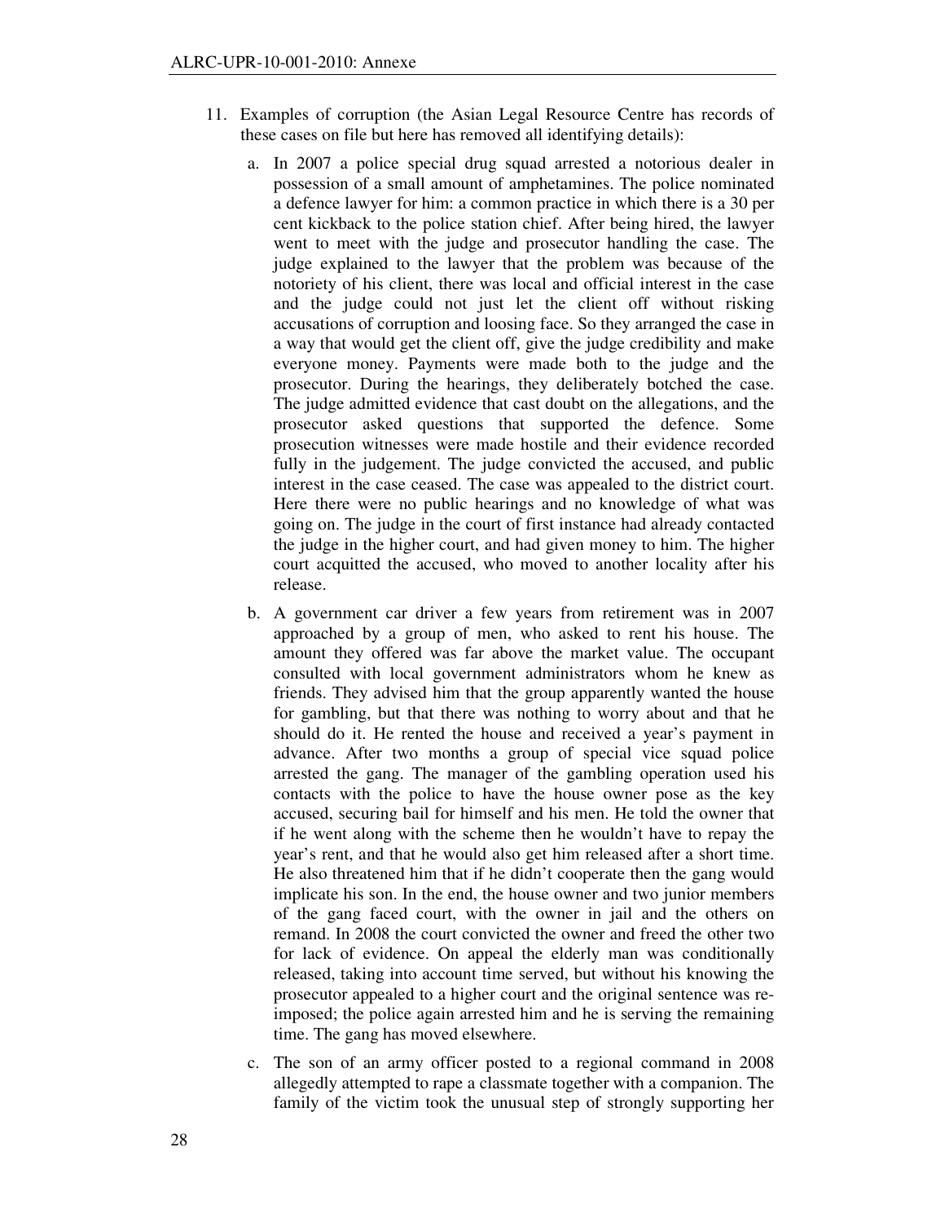11. Examples of corruption (the Asian Legal Resource Centre has records of these cases on file but here has removed all identifying details):

    a. In 2007 a police special drug squad arrested a notorious dealer in possession of a small amount of amphetamines. The police nominated a defence lawyer for him: a common practice in which there is a 30 per cent kickback to the police station chief. After being hired, the lawyer went to meet with the judge and prosecutor handling the case. The judge explained to the lawyer that the problem was because of the notoriety of his client, there was local and official interest in the case and the judge could not just let the client off without risking accusations of corruption and loosing face. So they arranged the case in a way that would get the client off, give the judge credibility and make everyone money. Payments were made both to the judge and the prosecutor. During the hearings, they deliberately botched the case. The judge admitted evidence that cast doubt on the allegations, and the prosecutor asked questions that supported the defence. Some prosecution witnesses were made hostile and their evidence recorded fully in the judgement. The judge convicted the accused, and public interest in the case ceased. The case was appealed to the district court. Here there were no public hearings and no knowledge of what was going on. The judge in the court of first instance had already contacted the judge in the higher court, and had given money to him. The higher court acquitted the accused, who moved to another locality after his release.

    b. A government car driver a few years from retirement was in 2007 approached by a group of men, who asked to rent his house. The amount they offered was far above the market value. The occupant consulted with local government administrators whom he knew as friends. They advised him that the group apparently wanted the house for gambling, but that there was nothing to worry about and that he should do it. He rented the house and received a year's payment in advance. After two months a group of special vice squad police arrested the gang. The manager of the gambling operation used his contacts with the police to have the house owner pose as the key accused, securing bail for himself and his men. He told the owner that if he went along with the scheme then he wouldn't have to repay the year's rent, and that he would also get him released after a short time. He also threatened him that if he didn't cooperate then the gang would implicate his son. In the end, the house owner and two junior members of the gang faced court, with the owner in jail and the others on remand. In 2008 the court convicted the owner and freed the other two for lack of evidence. On appeal the elderly man was conditionally released, taking into account time served, but without his knowing the prosecutor appealed to a higher court and the original sentence was re-imposed; the police again arrested him and he is serving the remaining time. The gang has moved elsewhere.

    c. The son of an army officer posted to a regional command in 2008 allegedly attempted to rape a classmate together with a companion. The family of the victim took the unusual step of strongly supporting her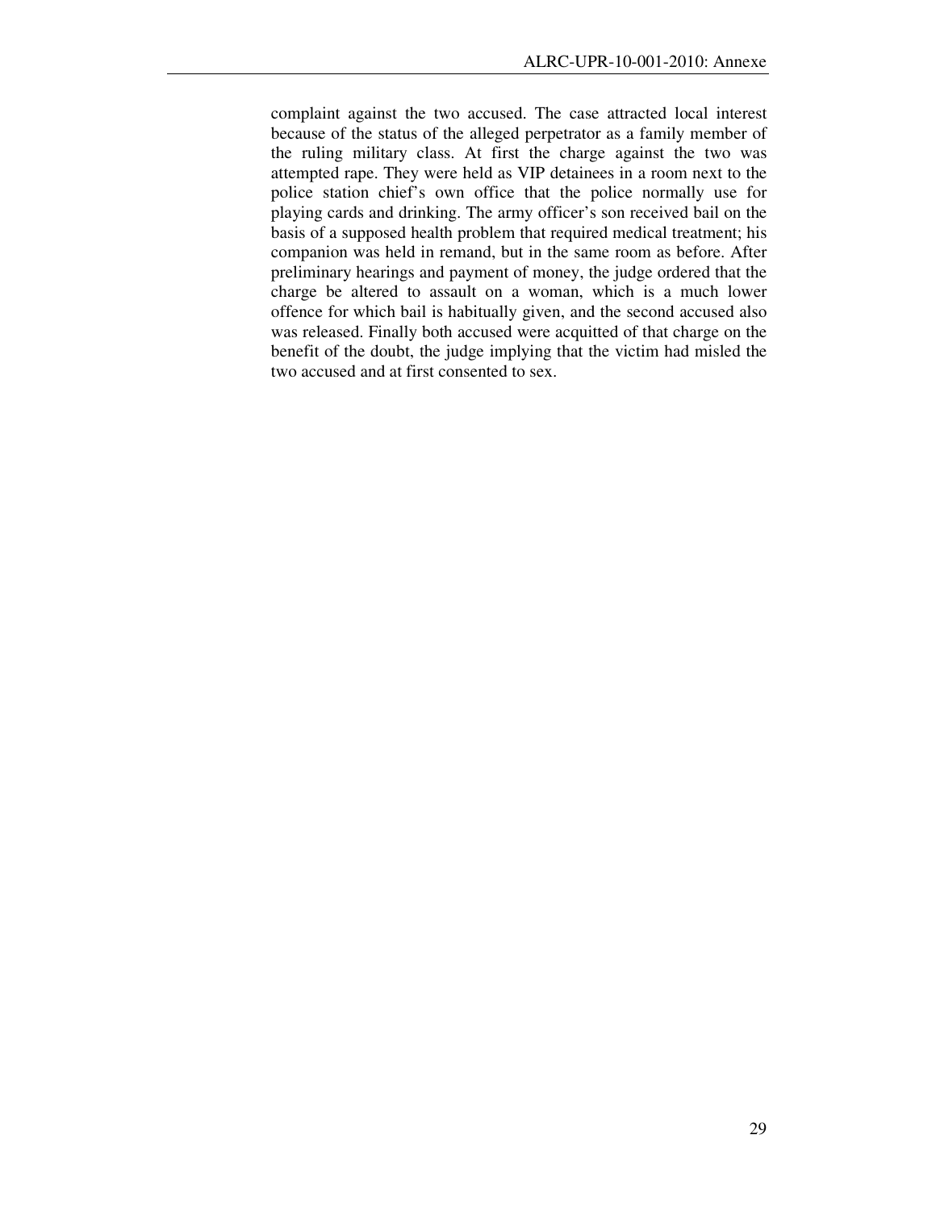complaint against the two accused. The case attracted local interest because of the status of the alleged perpetrator as a family member of the ruling military class. At first the charge against the two was attempted rape. They were held as VIP detainees in a room next to the police station chief's own office that the police normally use for playing cards and drinking. The army officer's son received bail on the basis of a supposed health problem that required medical treatment; his companion was held in remand, but in the same room as before. After preliminary hearings and payment of money, the judge ordered that the charge be altered to assault on a woman, which is a much lower offence for which bail is habitually given, and the second accused also was released. Finally both accused were acquitted of that charge on the benefit of the doubt, the judge implying that the victim had misled the two accused and at first consented to sex.